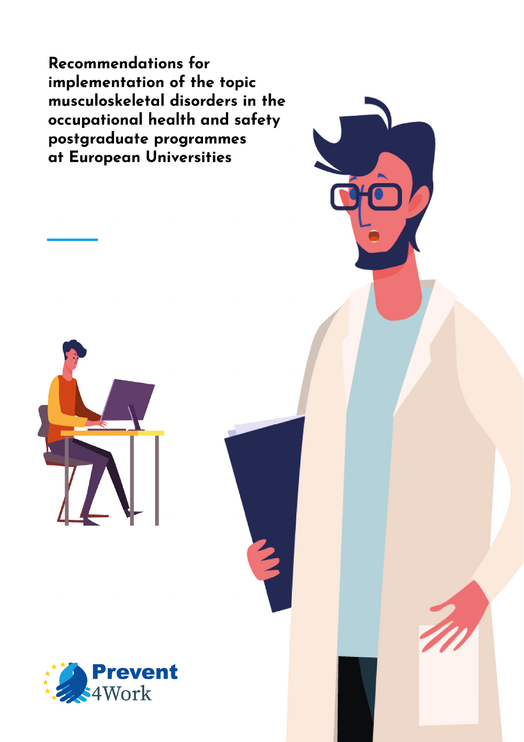# Recommendations for implementation of the topic musculoskeletal disorders in the occupational health and safety postgraduate programmes at European Universities

Prevent4Work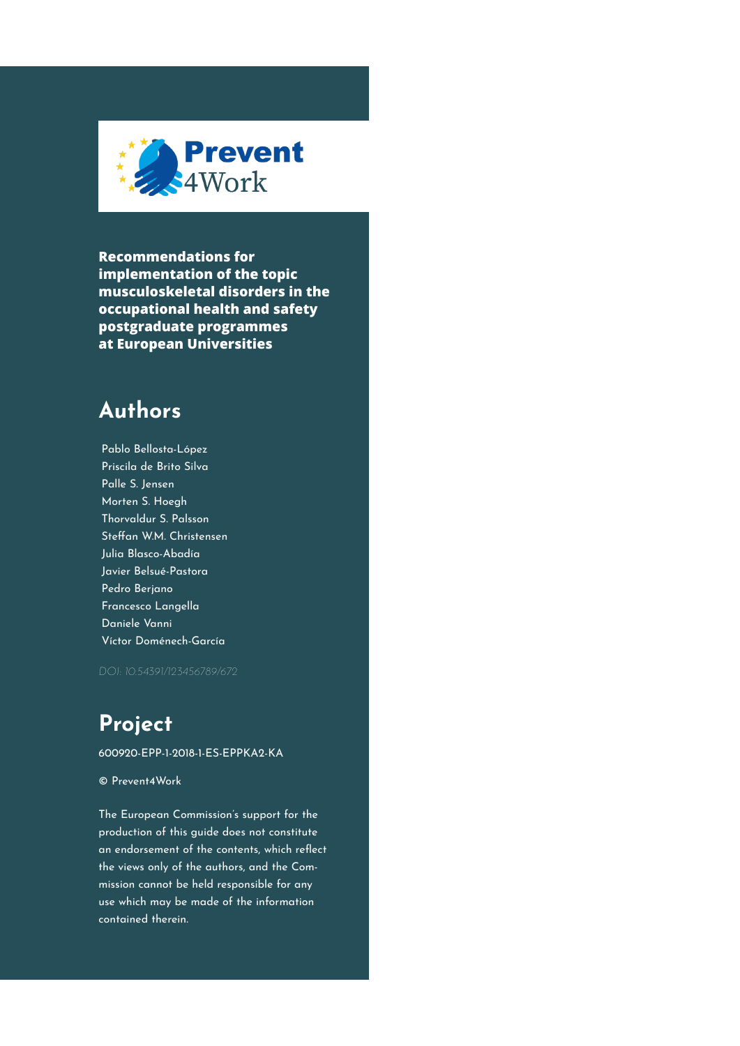Prevent 4Work

**Recommendations for implementation of the topic musculoskeletal disorders in the occupational health and safety postgraduate programmes at European Universities**

## Authors

Pablo Bellosta-López
Priscila de Brito Silva
Palle S. Jensen
Morten S. Hoegh
Thorvaldur S. Palsson
Steffan W.M. Christensen
Julia Blasco-Abadía
Javier Belsué-Pastora
Pedro Berjano
Francesco Langella
Daniele Vanni
Víctor Doménech-García

*DOI: 10.54391/123456789/672*

## Project

600920-EPP-1-2018-1-ES-EPPKA2-KA

© Prevent4Work

The European Commission's support for the production of this guide does not constitute an endorsement of the contents, which reflect the views only of the authors, and the Commission cannot be held responsible for any use which may be made of the information contained therein.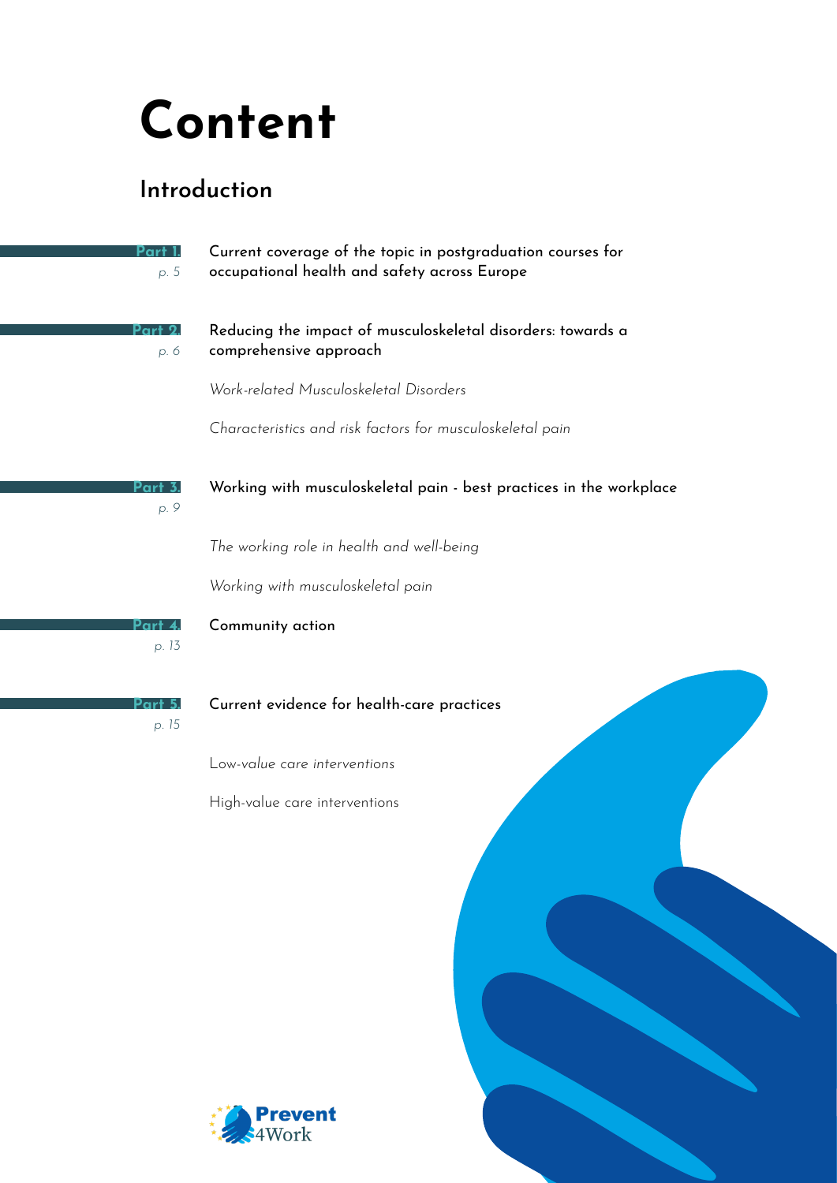# Content

## Introduction

**Part 1.** *p. 5* — **Current coverage of the topic in postgraduation courses for occupational health and safety across Europe**

**Part 2.** *p. 6* — **Reducing the impact of musculoskeletal disorders: towards a comprehensive approach**

*Work-related Musculoskeletal Disorders*

*Characteristics and risk factors for musculoskeletal pain*

**Part 3.** *p. 9* — **Working with musculoskeletal pain - best practices in the workplace**

*The working role in health and well-being*

*Working with musculoskeletal pain*

**Part 4.** *p. 13* — **Community action**

**Part 5.** *p. 15* — **Current evidence for health-care practices**

*Low-value care interventions*

*High-value care interventions*

Prevent 4Work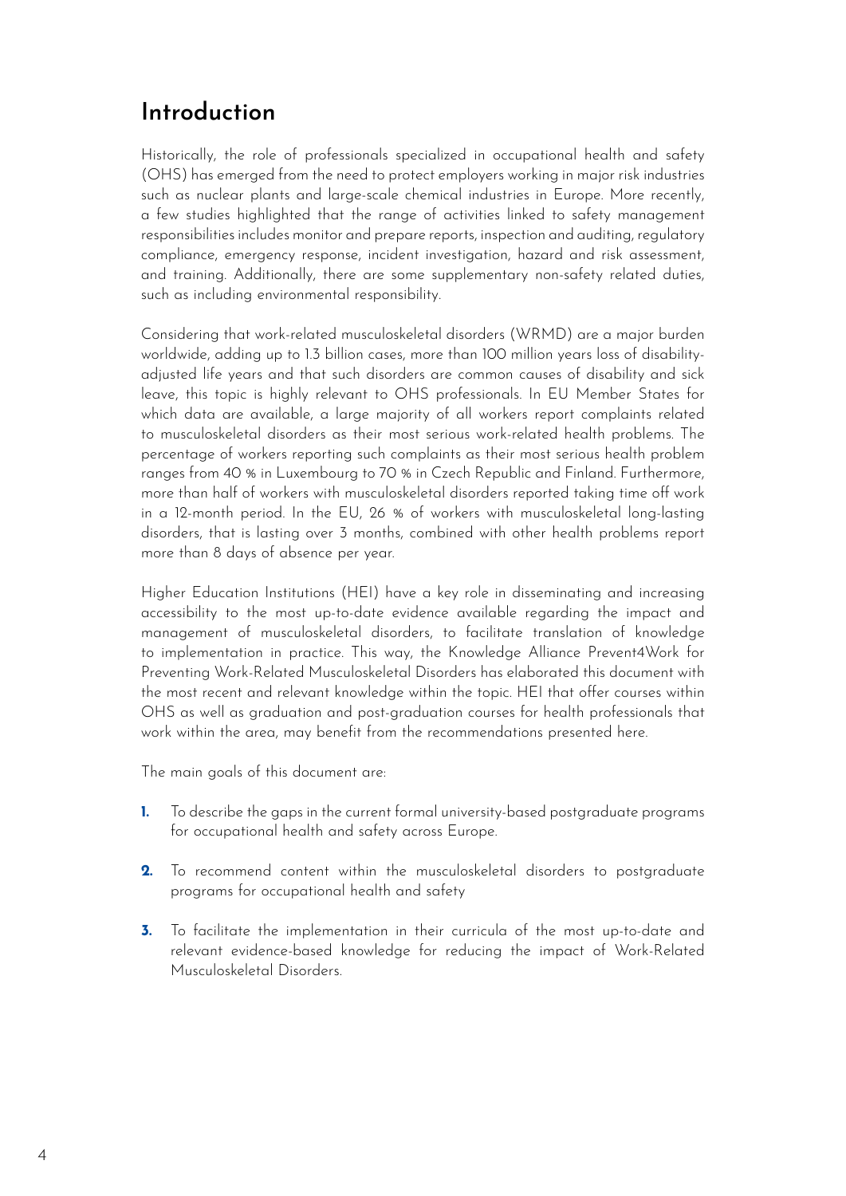# Introduction

Historically, the role of professionals specialized in occupational health and safety (OHS) has emerged from the need to protect employers working in major risk industries such as nuclear plants and large-scale chemical industries in Europe. More recently, a few studies highlighted that the range of activities linked to safety management responsibilities includes monitor and prepare reports, inspection and auditing, regulatory compliance, emergency response, incident investigation, hazard and risk assessment, and training. Additionally, there are some supplementary non-safety related duties, such as including environmental responsibility.

Considering that work-related musculoskeletal disorders (WRMD) are a major burden worldwide, adding up to 1.3 billion cases, more than 100 million years loss of disability-adjusted life years and that such disorders are common causes of disability and sick leave, this topic is highly relevant to OHS professionals. In EU Member States for which data are available, a large majority of all workers report complaints related to musculoskeletal disorders as their most serious work-related health problems. The percentage of workers reporting such complaints as their most serious health problem ranges from 40 % in Luxembourg to 70 % in Czech Republic and Finland. Furthermore, more than half of workers with musculoskeletal disorders reported taking time off work in a 12-month period. In the EU, 26 % of workers with musculoskeletal long-lasting disorders, that is lasting over 3 months, combined with other health problems report more than 8 days of absence per year.

Higher Education Institutions (HEI) have a key role in disseminating and increasing accessibility to the most up-to-date evidence available regarding the impact and management of musculoskeletal disorders, to facilitate translation of knowledge to implementation in practice. This way, the Knowledge Alliance Prevent4Work for Preventing Work-Related Musculoskeletal Disorders has elaborated this document with the most recent and relevant knowledge within the topic. HEI that offer courses within OHS as well as graduation and post-graduation courses for health professionals that work within the area, may benefit from the recommendations presented here.

The main goals of this document are:

1. To describe the gaps in the current formal university-based postgraduate programs for occupational health and safety across Europe.
2. To recommend content within the musculoskeletal disorders to postgraduate programs for occupational health and safety
3. To facilitate the implementation in their curricula of the most up-to-date and relevant evidence-based knowledge for reducing the impact of Work-Related Musculoskeletal Disorders.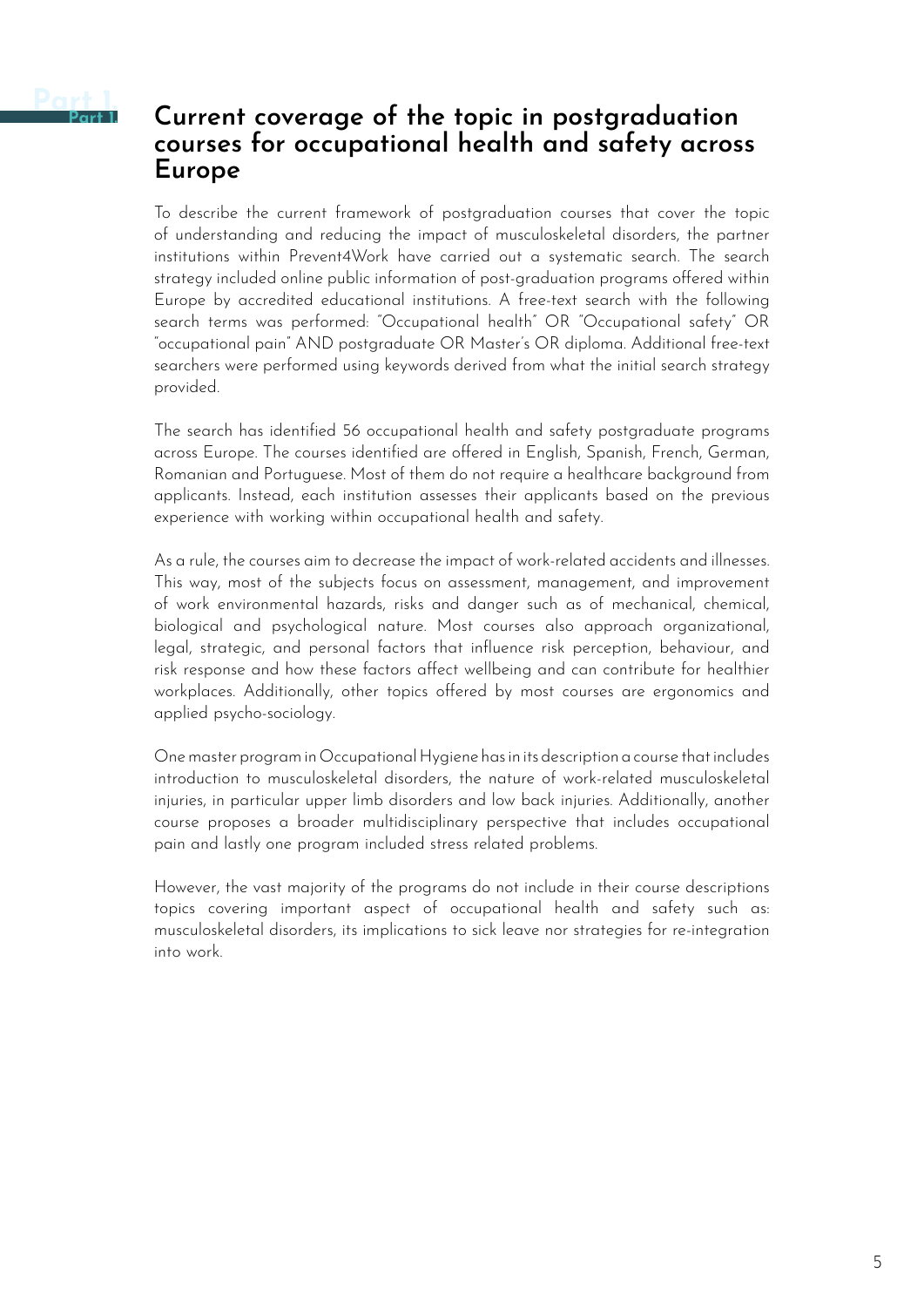## Part 1. Current coverage of the topic in postgraduation courses for occupational health and safety across Europe

To describe the current framework of postgraduation courses that cover the topic of understanding and reducing the impact of musculoskeletal disorders, the partner institutions within Prevent4Work have carried out a systematic search. The search strategy included online public information of post-graduation programs offered within Europe by accredited educational institutions. A free-text search with the following search terms was performed: "Occupational health" OR "Occupational safety" OR "occupational pain" AND postgraduate OR Master's OR diploma. Additional free-text searchers were performed using keywords derived from what the initial search strategy provided.

The search has identified 56 occupational health and safety postgraduate programs across Europe. The courses identified are offered in English, Spanish, French, German, Romanian and Portuguese. Most of them do not require a healthcare background from applicants. Instead, each institution assesses their applicants based on the previous experience with working within occupational health and safety.

As a rule, the courses aim to decrease the impact of work-related accidents and illnesses. This way, most of the subjects focus on assessment, management, and improvement of work environmental hazards, risks and danger such as of mechanical, chemical, biological and psychological nature. Most courses also approach organizational, legal, strategic, and personal factors that influence risk perception, behaviour, and risk response and how these factors affect wellbeing and can contribute for healthier workplaces. Additionally, other topics offered by most courses are ergonomics and applied psycho-sociology.

One master program in Occupational Hygiene has in its description a course that includes introduction to musculoskeletal disorders, the nature of work-related musculoskeletal injuries, in particular upper limb disorders and low back injuries. Additionally, another course proposes a broader multidisciplinary perspective that includes occupational pain and lastly one program included stress related problems.

However, the vast majority of the programs do not include in their course descriptions topics covering important aspect of occupational health and safety such as: musculoskeletal disorders, its implications to sick leave nor strategies for re-integration into work.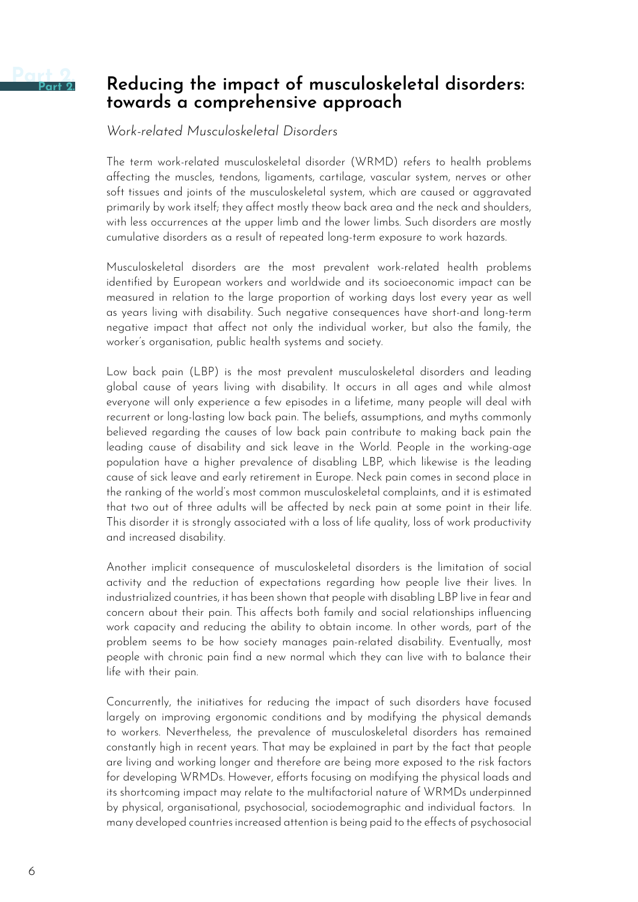# Reducing the impact of musculoskeletal disorders: towards a comprehensive approach

*Work-related Musculoskeletal Disorders*

The term work-related musculoskeletal disorder (WRMD) refers to health problems affecting the muscles, tendons, ligaments, cartilage, vascular system, nerves or other soft tissues and joints of the musculoskeletal system, which are caused or aggravated primarily by work itself; they affect mostly theow back area and the neck and shoulders, with less occurrences at the upper limb and the lower limbs. Such disorders are mostly cumulative disorders as a result of repeated long-term exposure to work hazards.

Musculoskeletal disorders are the most prevalent work-related health problems identified by European workers and worldwide and its socioeconomic impact can be measured in relation to the large proportion of working days lost every year as well as years living with disability. Such negative consequences have short-and long-term negative impact that affect not only the individual worker, but also the family, the worker's organisation, public health systems and society.

Low back pain (LBP) is the most prevalent musculoskeletal disorders and leading global cause of years living with disability. It occurs in all ages and while almost everyone will only experience a few episodes in a lifetime, many people will deal with recurrent or long-lasting low back pain. The beliefs, assumptions, and myths commonly believed regarding the causes of low back pain contribute to making back pain the leading cause of disability and sick leave in the World. People in the working-age population have a higher prevalence of disabling LBP, which likewise is the leading cause of sick leave and early retirement in Europe. Neck pain comes in second place in the ranking of the world's most common musculoskeletal complaints, and it is estimated that two out of three adults will be affected by neck pain at some point in their life. This disorder it is strongly associated with a loss of life quality, loss of work productivity and increased disability.

Another implicit consequence of musculoskeletal disorders is the limitation of social activity and the reduction of expectations regarding how people live their lives. In industrialized countries, it has been shown that people with disabling LBP live in fear and concern about their pain. This affects both family and social relationships influencing work capacity and reducing the ability to obtain income. In other words, part of the problem seems to be how society manages pain-related disability. Eventually, most people with chronic pain find a new normal which they can live with to balance their life with their pain.

Concurrently, the initiatives for reducing the impact of such disorders have focused largely on improving ergonomic conditions and by modifying the physical demands to workers. Nevertheless, the prevalence of musculoskeletal disorders has remained constantly high in recent years. That may be explained in part by the fact that people are living and working longer and therefore are being more exposed to the risk factors for developing WRMDs. However, efforts focusing on modifying the physical loads and its shortcoming impact may relate to the multifactorial nature of WRMDs underpinned by physical, organisational, psychosocial, sociodemographic and individual factors. In many developed countries increased attention is being paid to the effects of psychosocial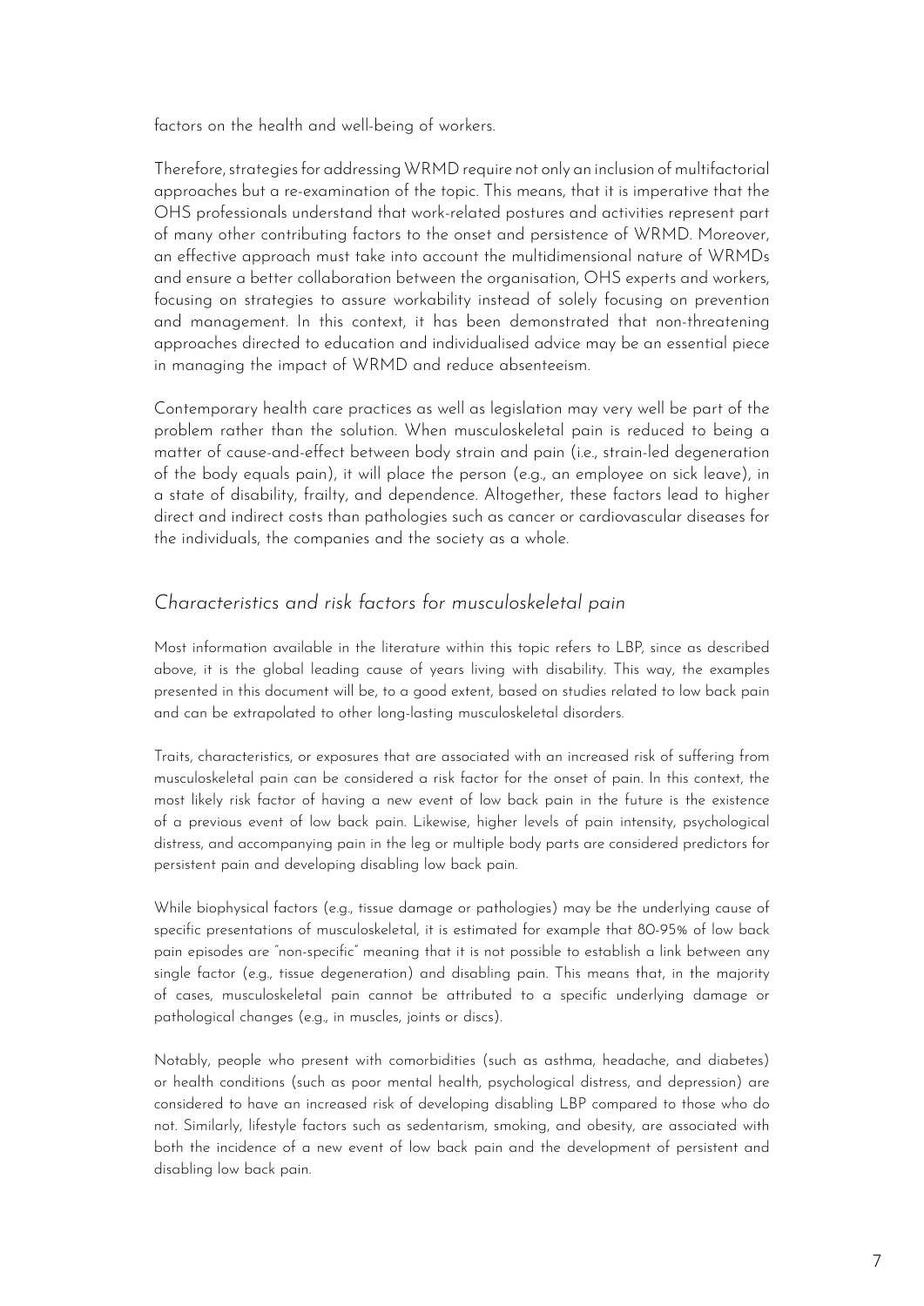factors on the health and well-being of workers.

Therefore, strategies for addressing WRMD require not only an inclusion of multifactorial approaches but a re-examination of the topic. This means, that it is imperative that the OHS professionals understand that work-related postures and activities represent part of many other contributing factors to the onset and persistence of WRMD. Moreover, an effective approach must take into account the multidimensional nature of WRMDs and ensure a better collaboration between the organisation, OHS experts and workers, focusing on strategies to assure workability instead of solely focusing on prevention and management. In this context, it has been demonstrated that non-threatening approaches directed to education and individualised advice may be an essential piece in managing the impact of WRMD and reduce absenteeism.

Contemporary health care practices as well as legislation may very well be part of the problem rather than the solution. When musculoskeletal pain is reduced to being a matter of cause-and-effect between body strain and pain (i.e., strain-led degeneration of the body equals pain), it will place the person (e.g., an employee on sick leave), in a state of disability, frailty, and dependence. Altogether, these factors lead to higher direct and indirect costs than pathologies such as cancer or cardiovascular diseases for the individuals, the companies and the society as a whole.

## *Characteristics and risk factors for musculoskeletal pain*

Most information available in the literature within this topic refers to LBP, since as described above, it is the global leading cause of years living with disability. This way, the examples presented in this document will be, to a good extent, based on studies related to low back pain and can be extrapolated to other long-lasting musculoskeletal disorders.

Traits, characteristics, or exposures that are associated with an increased risk of suffering from musculoskeletal pain can be considered a risk factor for the onset of pain. In this context, the most likely risk factor of having a new event of low back pain in the future is the existence of a previous event of low back pain. Likewise, higher levels of pain intensity, psychological distress, and accompanying pain in the leg or multiple body parts are considered predictors for persistent pain and developing disabling low back pain.

While biophysical factors (e.g., tissue damage or pathologies) may be the underlying cause of specific presentations of musculoskeletal, it is estimated for example that 80-95% of low back pain episodes are "non-specific" meaning that it is not possible to establish a link between any single factor (e.g., tissue degeneration) and disabling pain. This means that, in the majority of cases, musculoskeletal pain cannot be attributed to a specific underlying damage or pathological changes (e.g., in muscles, joints or discs).

Notably, people who present with comorbidities (such as asthma, headache, and diabetes) or health conditions (such as poor mental health, psychological distress, and depression) are considered to have an increased risk of developing disabling LBP compared to those who do not. Similarly, lifestyle factors such as sedentarism, smoking, and obesity, are associated with both the incidence of a new event of low back pain and the development of persistent and disabling low back pain.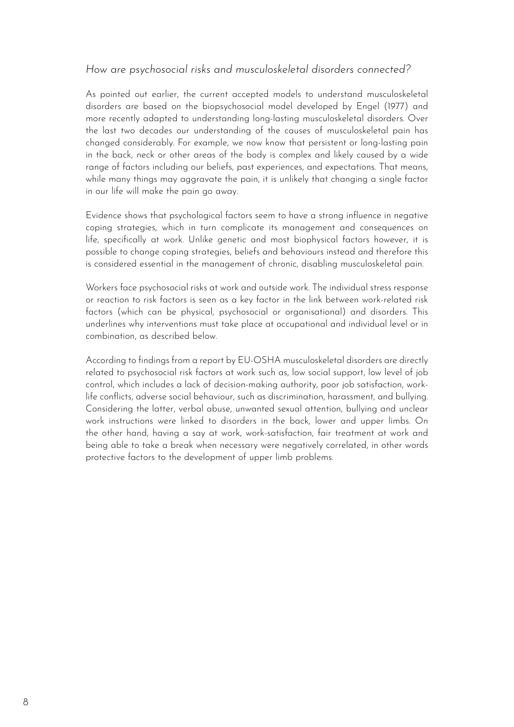### *How are psychosocial risks and musculoskeletal disorders connected?*

As pointed out earlier, the current accepted models to understand musculoskeletal disorders are based on the biopsychosocial model developed by Engel (1977) and more recently adapted to understanding long-lasting musculoskeletal disorders. Over the last two decades our understanding of the causes of musculoskeletal pain has changed considerably. For example, we now know that persistent or long-lasting pain in the back, neck or other areas of the body is complex and likely caused by a wide range of factors including our beliefs, past experiences, and expectations. That means, while many things may aggravate the pain, it is unlikely that changing a single factor in our life will make the pain go away.

Evidence shows that psychological factors seem to have a strong influence in negative coping strategies, which in turn complicate its management and consequences on life, specifically at work. Unlike genetic and most biophysical factors however, it is possible to change coping strategies, beliefs and behaviours instead and therefore this is considered essential in the management of chronic, disabling musculoskeletal pain.

Workers face psychosocial risks at work and outside work. The individual stress response or reaction to risk factors is seen as a key factor in the link between work-related risk factors (which can be physical, psychosocial or organisational) and disorders. This underlines why interventions must take place at occupational and individual level or in combination, as described below.

According to findings from a report by EU-OSHA musculoskeletal disorders are directly related to psychosocial risk factors at work such as, low social support, low level of job control, which includes a lack of decision-making authority, poor job satisfaction, work-life conflicts, adverse social behaviour, such as discrimination, harassment, and bullying. Considering the latter, verbal abuse, unwanted sexual attention, bullying and unclear work instructions were linked to disorders in the back, lower and upper limbs. On the other hand, having a say at work, work-satisfaction, fair treatment at work and being able to take a break when necessary were negatively correlated, in other words protective factors to the development of upper limb problems.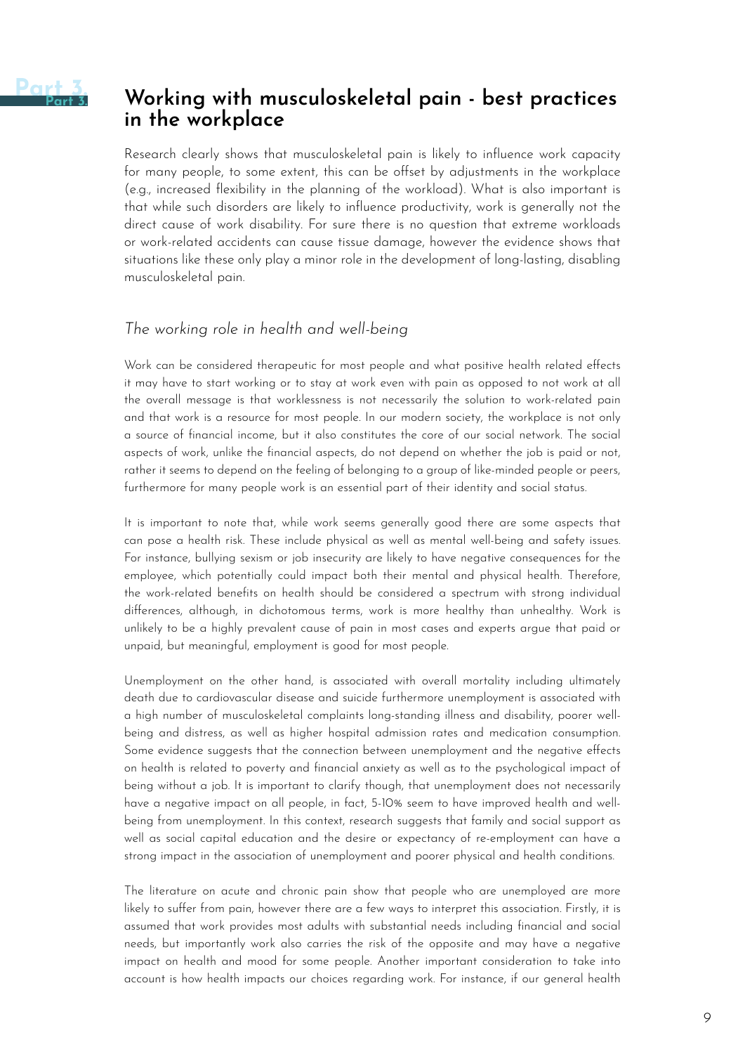# Part 3. Working with musculoskeletal pain - best practices in the workplace

Research clearly shows that musculoskeletal pain is likely to influence work capacity for many people, to some extent, this can be offset by adjustments in the workplace (e.g., increased flexibility in the planning of the workload). What is also important is that while such disorders are likely to influence productivity, work is generally not the direct cause of work disability. For sure there is no question that extreme workloads or work-related accidents can cause tissue damage, however the evidence shows that situations like these only play a minor role in the development of long-lasting, disabling musculoskeletal pain.

## *The working role in health and well-being*

Work can be considered therapeutic for most people and what positive health related effects it may have to start working or to stay at work even with pain as opposed to not work at all the overall message is that worklessness is not necessarily the solution to work-related pain and that work is a resource for most people. In our modern society, the workplace is not only a source of financial income, but it also constitutes the core of our social network. The social aspects of work, unlike the financial aspects, do not depend on whether the job is paid or not, rather it seems to depend on the feeling of belonging to a group of like-minded people or peers, furthermore for many people work is an essential part of their identity and social status.

It is important to note that, while work seems generally good there are some aspects that can pose a health risk. These include physical as well as mental well-being and safety issues. For instance, bullying sexism or job insecurity are likely to have negative consequences for the employee, which potentially could impact both their mental and physical health. Therefore, the work-related benefits on health should be considered a spectrum with strong individual differences, although, in dichotomous terms, work is more healthy than unhealthy. Work is unlikely to be a highly prevalent cause of pain in most cases and experts argue that paid or unpaid, but meaningful, employment is good for most people.

Unemployment on the other hand, is associated with overall mortality including ultimately death due to cardiovascular disease and suicide furthermore unemployment is associated with a high number of musculoskeletal complaints long-standing illness and disability, poorer well-being and distress, as well as higher hospital admission rates and medication consumption. Some evidence suggests that the connection between unemployment and the negative effects on health is related to poverty and financial anxiety as well as to the psychological impact of being without a job. It is important to clarify though, that unemployment does not necessarily have a negative impact on all people, in fact, 5-10% seem to have improved health and well-being from unemployment. In this context, research suggests that family and social support as well as social capital education and the desire or expectancy of re-employment can have a strong impact in the association of unemployment and poorer physical and health conditions.

The literature on acute and chronic pain show that people who are unemployed are more likely to suffer from pain, however there are a few ways to interpret this association. Firstly, it is assumed that work provides most adults with substantial needs including financial and social needs, but importantly work also carries the risk of the opposite and may have a negative impact on health and mood for some people. Another important consideration to take into account is how health impacts our choices regarding work. For instance, if our general health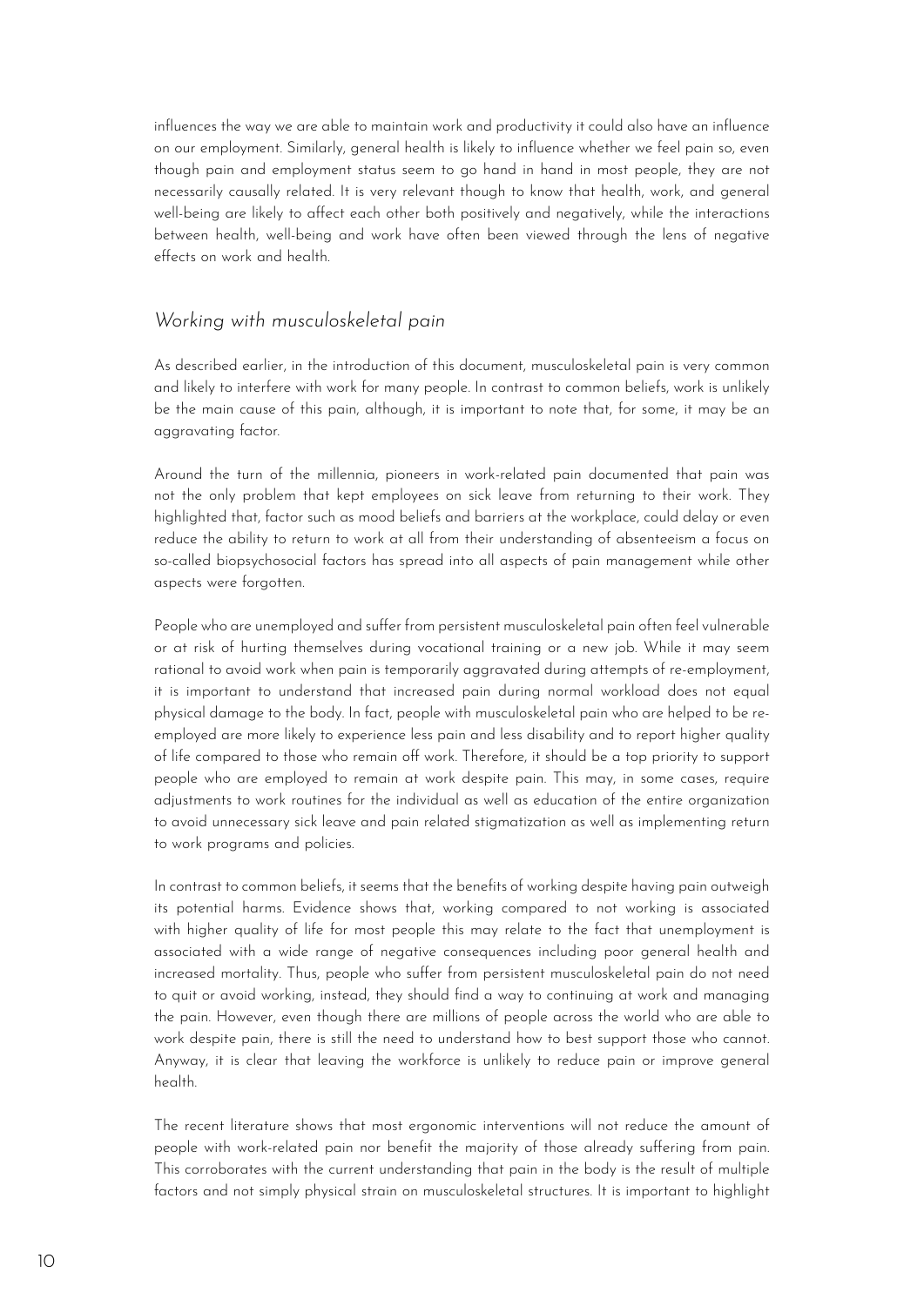influences the way we are able to maintain work and productivity it could also have an influence on our employment. Similarly, general health is likely to influence whether we feel pain so, even though pain and employment status seem to go hand in hand in most people, they are not necessarily causally related. It is very relevant though to know that health, work, and general well-being are likely to affect each other both positively and negatively, while the interactions between health, well-being and work have often been viewed through the lens of negative effects on work and health.

## *Working with musculoskeletal pain*

As described earlier, in the introduction of this document, musculoskeletal pain is very common and likely to interfere with work for many people. In contrast to common beliefs, work is unlikely be the main cause of this pain, although, it is important to note that, for some, it may be an aggravating factor.

Around the turn of the millennia, pioneers in work-related pain documented that pain was not the only problem that kept employees on sick leave from returning to their work. They highlighted that, factor such as mood beliefs and barriers at the workplace, could delay or even reduce the ability to return to work at all from their understanding of absenteeism a focus on so-called biopsychosocial factors has spread into all aspects of pain management while other aspects were forgotten.

People who are unemployed and suffer from persistent musculoskeletal pain often feel vulnerable or at risk of hurting themselves during vocational training or a new job. While it may seem rational to avoid work when pain is temporarily aggravated during attempts of re-employment, it is important to understand that increased pain during normal workload does not equal physical damage to the body. In fact, people with musculoskeletal pain who are helped to be re-employed are more likely to experience less pain and less disability and to report higher quality of life compared to those who remain off work. Therefore, it should be a top priority to support people who are employed to remain at work despite pain. This may, in some cases, require adjustments to work routines for the individual as well as education of the entire organization to avoid unnecessary sick leave and pain related stigmatization as well as implementing return to work programs and policies.

In contrast to common beliefs, it seems that the benefits of working despite having pain outweigh its potential harms. Evidence shows that, working compared to not working is associated with higher quality of life for most people this may relate to the fact that unemployment is associated with a wide range of negative consequences including poor general health and increased mortality. Thus, people who suffer from persistent musculoskeletal pain do not need to quit or avoid working, instead, they should find a way to continuing at work and managing the pain. However, even though there are millions of people across the world who are able to work despite pain, there is still the need to understand how to best support those who cannot. Anyway, it is clear that leaving the workforce is unlikely to reduce pain or improve general health.

The recent literature shows that most ergonomic interventions will not reduce the amount of people with work-related pain nor benefit the majority of those already suffering from pain. This corroborates with the current understanding that pain in the body is the result of multiple factors and not simply physical strain on musculoskeletal structures. It is important to highlight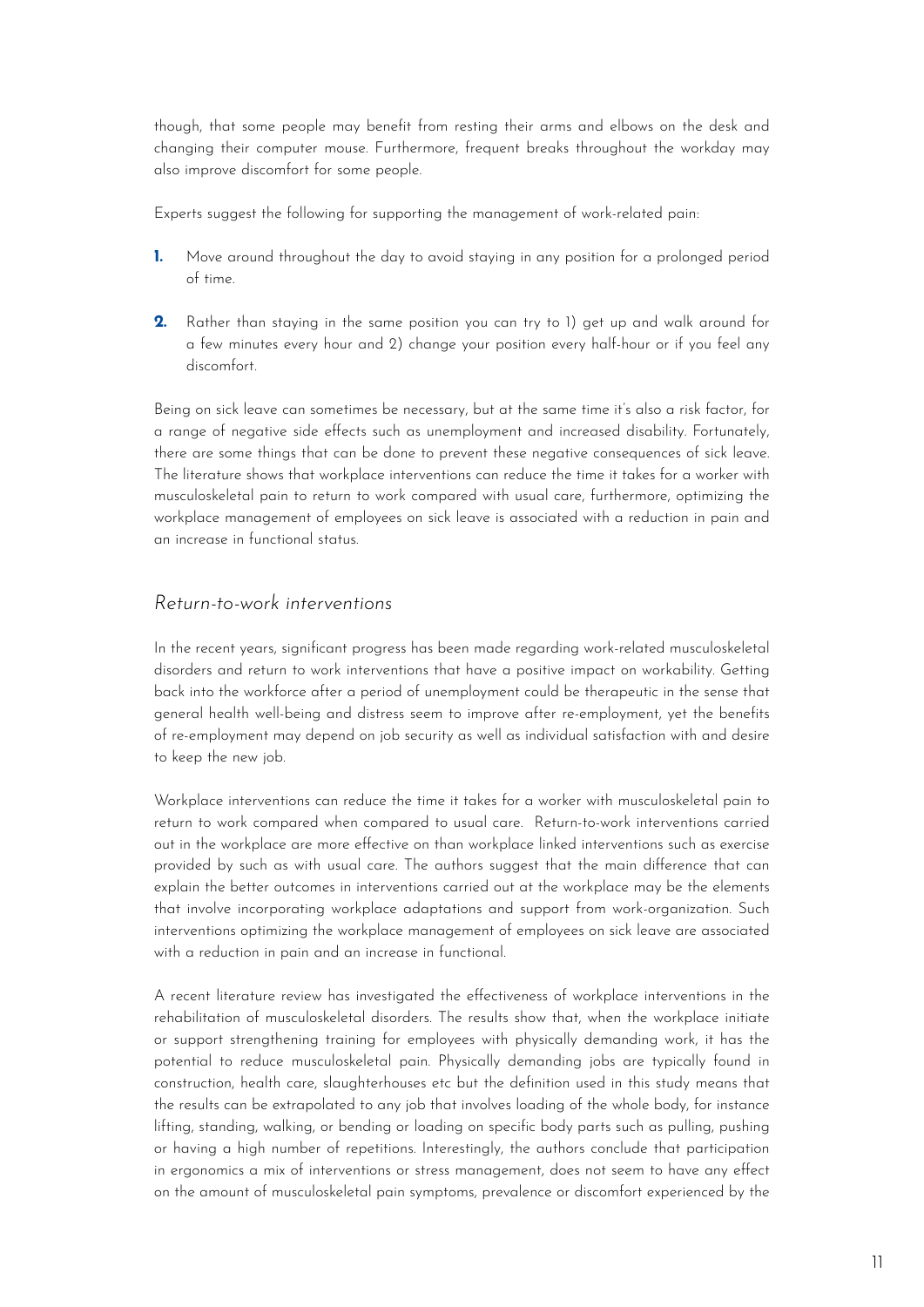though, that some people may benefit from resting their arms and elbows on the desk and changing their computer mouse. Furthermore, frequent breaks throughout the workday may also improve discomfort for some people.

Experts suggest the following for supporting the management of work-related pain:

1. Move around throughout the day to avoid staying in any position for a prolonged period of time.
2. Rather than staying in the same position you can try to 1) get up and walk around for a few minutes every hour and 2) change your position every half-hour or if you feel any discomfort.

Being on sick leave can sometimes be necessary, but at the same time it's also a risk factor, for a range of negative side effects such as unemployment and increased disability. Fortunately, there are some things that can be done to prevent these negative consequences of sick leave. The literature shows that workplace interventions can reduce the time it takes for a worker with musculoskeletal pain to return to work compared with usual care, furthermore, optimizing the workplace management of employees on sick leave is associated with a reduction in pain and an increase in functional status.

## *Return-to-work interventions*

In the recent years, significant progress has been made regarding work-related musculoskeletal disorders and return to work interventions that have a positive impact on workability. Getting back into the workforce after a period of unemployment could be therapeutic in the sense that general health well-being and distress seem to improve after re-employment, yet the benefits of re-employment may depend on job security as well as individual satisfaction with and desire to keep the new job.

Workplace interventions can reduce the time it takes for a worker with musculoskeletal pain to return to work compared when compared to usual care. Return-to-work interventions carried out in the workplace are more effective on than workplace linked interventions such as exercise provided by such as with usual care. The authors suggest that the main difference that can explain the better outcomes in interventions carried out at the workplace may be the elements that involve incorporating workplace adaptations and support from work-organization. Such interventions optimizing the workplace management of employees on sick leave are associated with a reduction in pain and an increase in functional.

A recent literature review has investigated the effectiveness of workplace interventions in the rehabilitation of musculoskeletal disorders. The results show that, when the workplace initiate or support strengthening training for employees with physically demanding work, it has the potential to reduce musculoskeletal pain. Physically demanding jobs are typically found in construction, health care, slaughterhouses etc but the definition used in this study means that the results can be extrapolated to any job that involves loading of the whole body, for instance lifting, standing, walking, or bending or loading on specific body parts such as pulling, pushing or having a high number of repetitions. Interestingly, the authors conclude that participation in ergonomics a mix of interventions or stress management, does not seem to have any effect on the amount of musculoskeletal pain symptoms, prevalence or discomfort experienced by the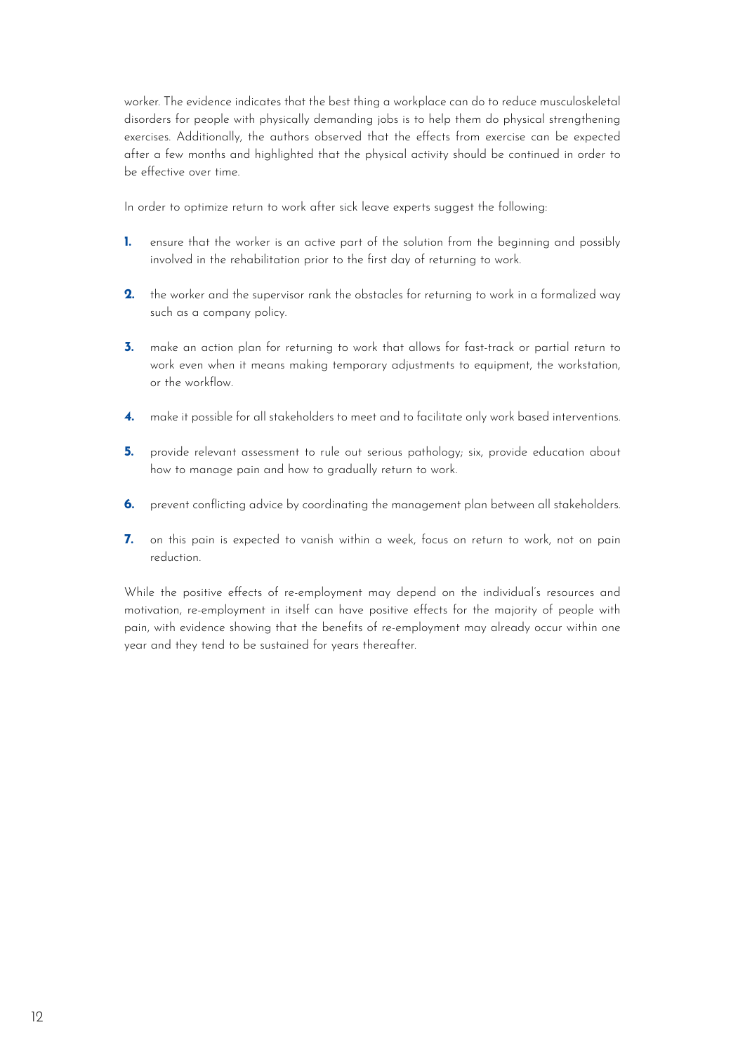worker. The evidence indicates that the best thing a workplace can do to reduce musculoskeletal disorders for people with physically demanding jobs is to help them do physical strengthening exercises. Additionally, the authors observed that the effects from exercise can be expected after a few months and highlighted that the physical activity should be continued in order to be effective over time.

In order to optimize return to work after sick leave experts suggest the following:

1. ensure that the worker is an active part of the solution from the beginning and possibly involved in the rehabilitation prior to the first day of returning to work.

2. the worker and the supervisor rank the obstacles for returning to work in a formalized way such as a company policy.

3. make an action plan for returning to work that allows for fast-track or partial return to work even when it means making temporary adjustments to equipment, the workstation, or the workflow.

4. make it possible for all stakeholders to meet and to facilitate only work based interventions.

5. provide relevant assessment to rule out serious pathology; six, provide education about how to manage pain and how to gradually return to work.

6. prevent conflicting advice by coordinating the management plan between all stakeholders.

7. on this pain is expected to vanish within a week, focus on return to work, not on pain reduction.

While the positive effects of re-employment may depend on the individual's resources and motivation, re-employment in itself can have positive effects for the majority of people with pain, with evidence showing that the benefits of re-employment may already occur within one year and they tend to be sustained for years thereafter.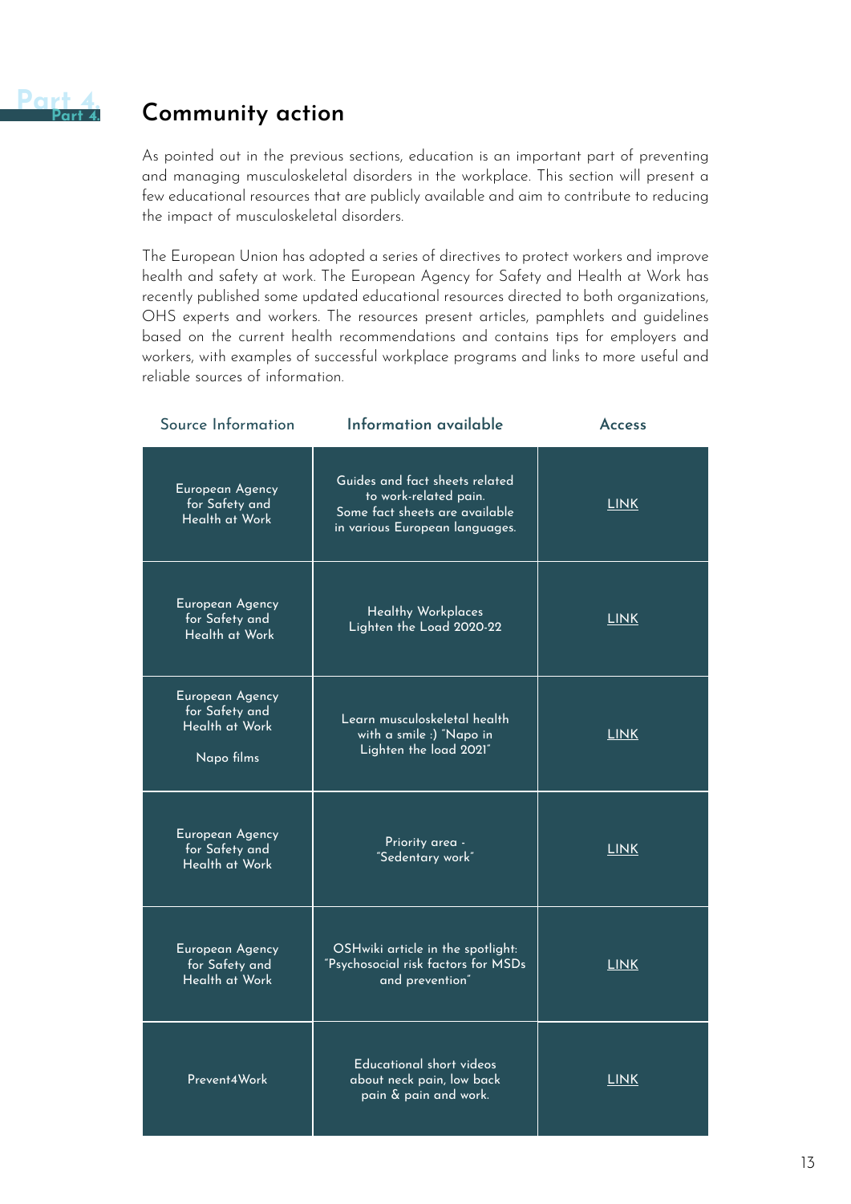# Part 4. Community action

As pointed out in the previous sections, education is an important part of preventing and managing musculoskeletal disorders in the workplace. This section will present a few educational resources that are publicly available and aim to contribute to reducing the impact of musculoskeletal disorders.

The European Union has adopted a series of directives to protect workers and improve health and safety at work. The European Agency for Safety and Health at Work has recently published some updated educational resources directed to both organizations, OHS experts and workers. The resources present articles, pamphlets and guidelines based on the current health recommendations and contains tips for employers and workers, with examples of successful workplace programs and links to more useful and reliable sources of information.

| Source Information | Information available | Access |
|---|---|---|
| European Agency for Safety and Health at Work | Guides and fact sheets related to work-related pain. Some fact sheets are available in various European languages. | LINK |
| European Agency for Safety and Health at Work | Healthy Workplaces Lighten the Load 2020-22 | LINK |
| European Agency for Safety and Health at Work<br><br>Napo films | Learn musculoskeletal health with a smile :) "Napo in Lighten the load 2021" | LINK |
| European Agency for Safety and Health at Work | Priority area - "Sedentary work" | LINK |
| European Agency for Safety and Health at Work | OSHwiki article in the spotlight: "Psychosocial risk factors for MSDs and prevention" | LINK |
| Prevent4Work | Educational short videos about neck pain, low back pain & pain and work. | LINK |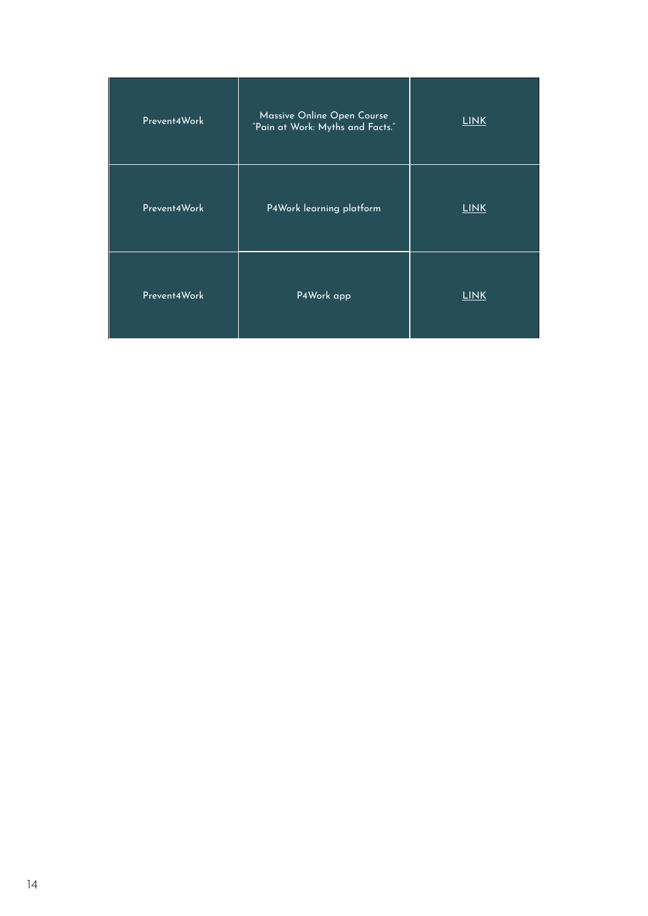| | | |
|---|---|---|
| Prevent4Work | Massive Online Open Course "Pain at Work: Myths and Facts." | LINK |
| Prevent4Work | P4Work learning platform | LINK |
| Prevent4Work | P4Work app | LINK |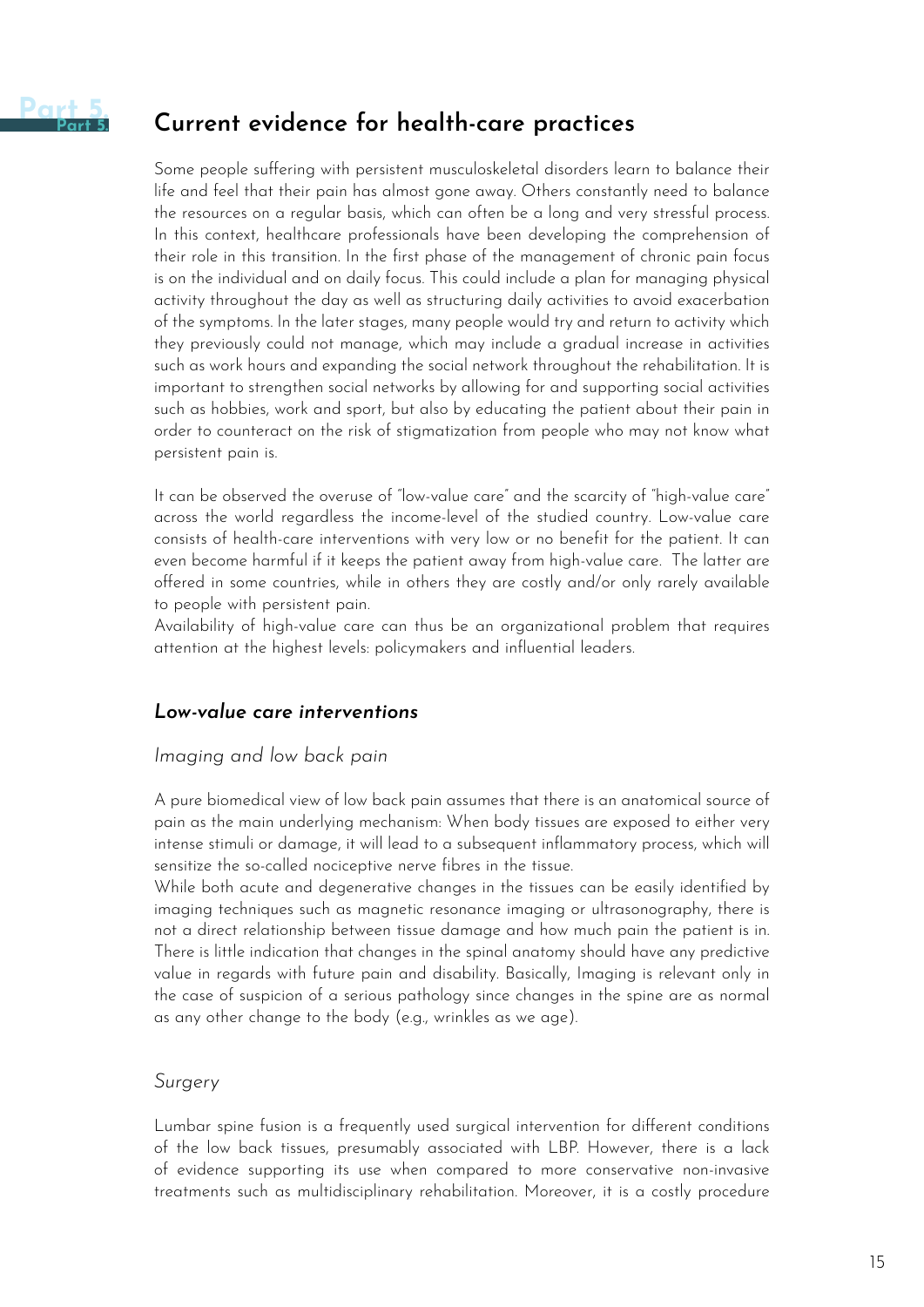# Part 5. Current evidence for health-care practices

Some people suffering with persistent musculoskeletal disorders learn to balance their life and feel that their pain has almost gone away. Others constantly need to balance the resources on a regular basis, which can often be a long and very stressful process. In this context, healthcare professionals have been developing the comprehension of their role in this transition. In the first phase of the management of chronic pain focus is on the individual and on daily focus. This could include a plan for managing physical activity throughout the day as well as structuring daily activities to avoid exacerbation of the symptoms. In the later stages, many people would try and return to activity which they previously could not manage, which may include a gradual increase in activities such as work hours and expanding the social network throughout the rehabilitation. It is important to strengthen social networks by allowing for and supporting social activities such as hobbies, work and sport, but also by educating the patient about their pain in order to counteract on the risk of stigmatization from people who may not know what persistent pain is.

It can be observed the overuse of "low-value care" and the scarcity of "high-value care" across the world regardless the income-level of the studied country. Low-value care consists of health-care interventions with very low or no benefit for the patient. It can even become harmful if it keeps the patient away from high-value care. The latter are offered in some countries, while in others they are costly and/or only rarely available to people with persistent pain.

Availability of high-value care can thus be an organizational problem that requires attention at the highest levels: policymakers and influential leaders.

## *Low-value care interventions*

### *Imaging and low back pain*

A pure biomedical view of low back pain assumes that there is an anatomical source of pain as the main underlying mechanism: When body tissues are exposed to either very intense stimuli or damage, it will lead to a subsequent inflammatory process, which will sensitize the so-called nociceptive nerve fibres in the tissue.

While both acute and degenerative changes in the tissues can be easily identified by imaging techniques such as magnetic resonance imaging or ultrasonography, there is not a direct relationship between tissue damage and how much pain the patient is in. There is little indication that changes in the spinal anatomy should have any predictive value in regards with future pain and disability. Basically, Imaging is relevant only in the case of suspicion of a serious pathology since changes in the spine are as normal as any other change to the body (e.g., wrinkles as we age).

### *Surgery*

Lumbar spine fusion is a frequently used surgical intervention for different conditions of the low back tissues, presumably associated with LBP. However, there is a lack of evidence supporting its use when compared to more conservative non-invasive treatments such as multidisciplinary rehabilitation. Moreover, it is a costly procedure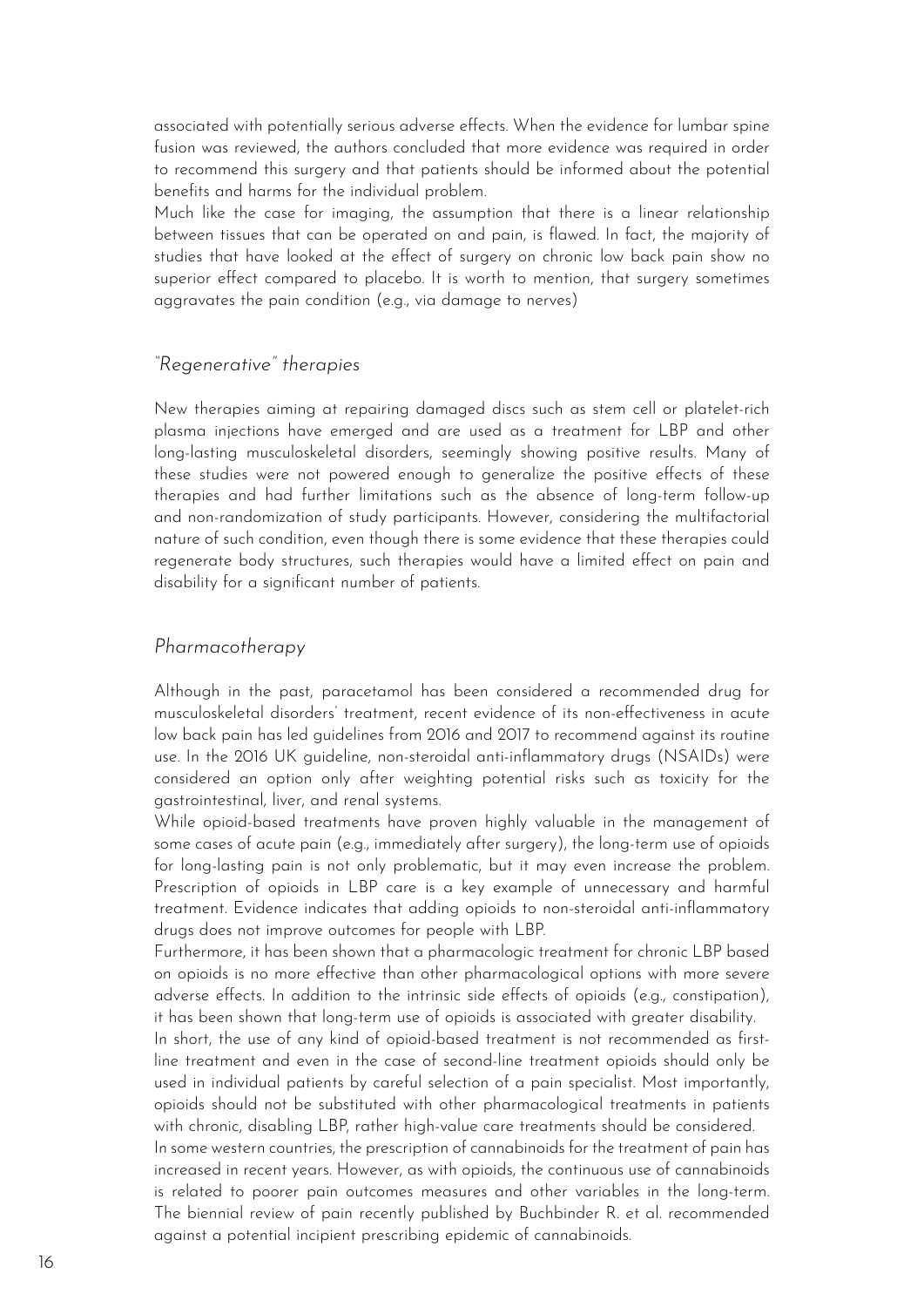associated with potentially serious adverse effects. When the evidence for lumbar spine fusion was reviewed, the authors concluded that more evidence was required in order to recommend this surgery and that patients should be informed about the potential benefits and harms for the individual problem.

Much like the case for imaging, the assumption that there is a linear relationship between tissues that can be operated on and pain, is flawed. In fact, the majority of studies that have looked at the effect of surgery on chronic low back pain show no superior effect compared to placebo. It is worth to mention, that surgery sometimes aggravates the pain condition (e.g., via damage to nerves)

## *"Regenerative" therapies*

New therapies aiming at repairing damaged discs such as stem cell or platelet-rich plasma injections have emerged and are used as a treatment for LBP and other long-lasting musculoskeletal disorders, seemingly showing positive results. Many of these studies were not powered enough to generalize the positive effects of these therapies and had further limitations such as the absence of long-term follow-up and non-randomization of study participants. However, considering the multifactorial nature of such condition, even though there is some evidence that these therapies could regenerate body structures, such therapies would have a limited effect on pain and disability for a significant number of patients.

## *Pharmacotherapy*

Although in the past, paracetamol has been considered a recommended drug for musculoskeletal disorders' treatment, recent evidence of its non-effectiveness in acute low back pain has led guidelines from 2016 and 2017 to recommend against its routine use. In the 2016 UK guideline, non-steroidal anti-inflammatory drugs (NSAIDs) were considered an option only after weighting potential risks such as toxicity for the gastrointestinal, liver, and renal systems.

While opioid-based treatments have proven highly valuable in the management of some cases of acute pain (e.g., immediately after surgery), the long-term use of opioids for long-lasting pain is not only problematic, but it may even increase the problem. Prescription of opioids in LBP care is a key example of unnecessary and harmful treatment. Evidence indicates that adding opioids to non-steroidal anti-inflammatory drugs does not improve outcomes for people with LBP.

Furthermore, it has been shown that a pharmacologic treatment for chronic LBP based on opioids is no more effective than other pharmacological options with more severe adverse effects. In addition to the intrinsic side effects of opioids (e.g., constipation), it has been shown that long-term use of opioids is associated with greater disability.

In short, the use of any kind of opioid-based treatment is not recommended as first-line treatment and even in the case of second-line treatment opioids should only be used in individual patients by careful selection of a pain specialist. Most importantly, opioids should not be substituted with other pharmacological treatments in patients with chronic, disabling LBP, rather high-value care treatments should be considered.

In some western countries, the prescription of cannabinoids for the treatment of pain has increased in recent years. However, as with opioids, the continuous use of cannabinoids is related to poorer pain outcomes measures and other variables in the long-term. The biennial review of pain recently published by Buchbinder R. et al. recommended against a potential incipient prescribing epidemic of cannabinoids.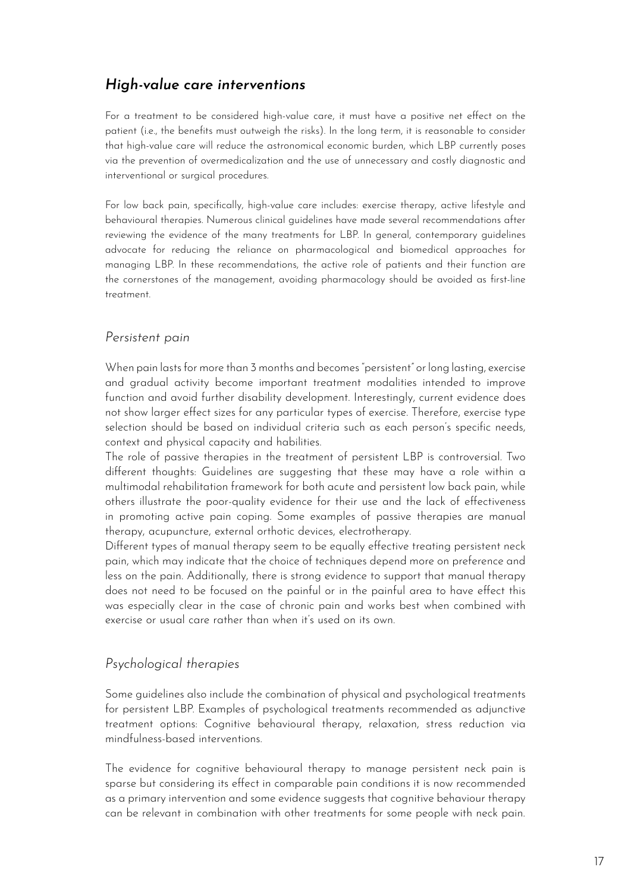## *High-value care interventions*

For a treatment to be considered high-value care, it must have a positive net effect on the patient (i.e., the benefits must outweigh the risks). In the long term, it is reasonable to consider that high-value care will reduce the astronomical economic burden, which LBP currently poses via the prevention of overmedicalization and the use of unnecessary and costly diagnostic and interventional or surgical procedures.

For low back pain, specifically, high-value care includes: exercise therapy, active lifestyle and behavioural therapies. Numerous clinical guidelines have made several recommendations after reviewing the evidence of the many treatments for LBP. In general, contemporary guidelines advocate for reducing the reliance on pharmacological and biomedical approaches for managing LBP. In these recommendations, the active role of patients and their function are the cornerstones of the management, avoiding pharmacology should be avoided as first-line treatment.

### *Persistent pain*

When pain lasts for more than 3 months and becomes "persistent" or long lasting, exercise and gradual activity become important treatment modalities intended to improve function and avoid further disability development. Interestingly, current evidence does not show larger effect sizes for any particular types of exercise. Therefore, exercise type selection should be based on individual criteria such as each person's specific needs, context and physical capacity and habilities.

The role of passive therapies in the treatment of persistent LBP is controversial. Two different thoughts: Guidelines are suggesting that these may have a role within a multimodal rehabilitation framework for both acute and persistent low back pain, while others illustrate the poor-quality evidence for their use and the lack of effectiveness in promoting active pain coping. Some examples of passive therapies are manual therapy, acupuncture, external orthotic devices, electrotherapy.

Different types of manual therapy seem to be equally effective treating persistent neck pain, which may indicate that the choice of techniques depend more on preference and less on the pain. Additionally, there is strong evidence to support that manual therapy does not need to be focused on the painful or in the painful area to have effect this was especially clear in the case of chronic pain and works best when combined with exercise or usual care rather than when it's used on its own.

### *Psychological therapies*

Some guidelines also include the combination of physical and psychological treatments for persistent LBP. Examples of psychological treatments recommended as adjunctive treatment options: Cognitive behavioural therapy, relaxation, stress reduction via mindfulness-based interventions.

The evidence for cognitive behavioural therapy to manage persistent neck pain is sparse but considering its effect in comparable pain conditions it is now recommended as a primary intervention and some evidence suggests that cognitive behaviour therapy can be relevant in combination with other treatments for some people with neck pain.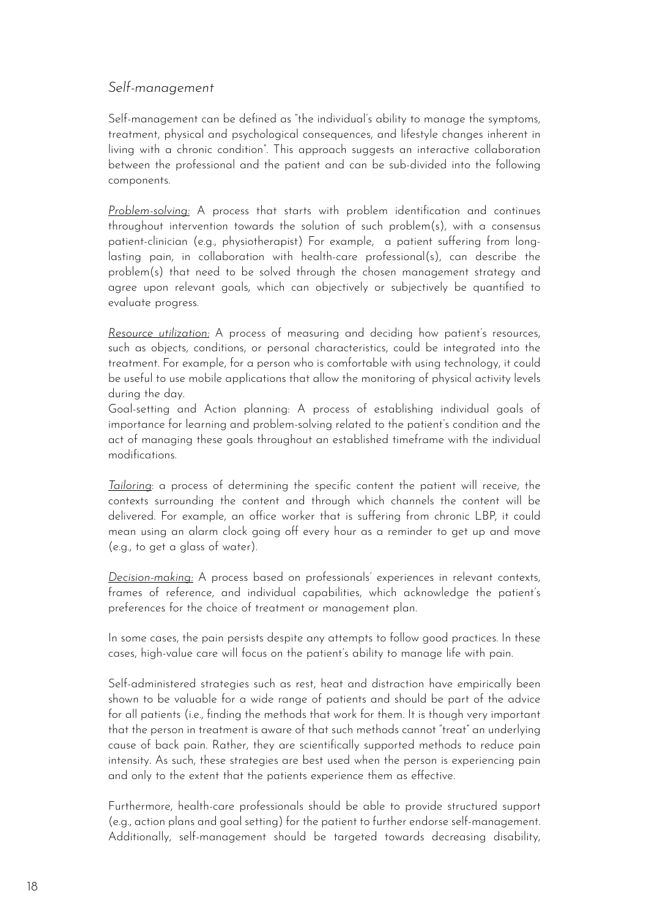### *Self-management*

Self-management can be defined as "the individual's ability to manage the symptoms, treatment, physical and psychological consequences, and lifestyle changes inherent in living with a chronic condition". This approach suggests an interactive collaboration between the professional and the patient and can be sub-divided into the following components.

*Problem-solving:* A process that starts with problem identification and continues throughout intervention towards the solution of such problem(s), with a consensus patient-clinician (e.g., physiotherapist) For example, a patient suffering from long-lasting pain, in collaboration with health-care professional(s), can describe the problem(s) that need to be solved through the chosen management strategy and agree upon relevant goals, which can objectively or subjectively be quantified to evaluate progress.

*Resource utilization:* A process of measuring and deciding how patient's resources, such as objects, conditions, or personal characteristics, could be integrated into the treatment. For example, for a person who is comfortable with using technology, it could be useful to use mobile applications that allow the monitoring of physical activity levels during the day.
Goal-setting and Action planning: A process of establishing individual goals of importance for learning and problem-solving related to the patient's condition and the act of managing these goals throughout an established timeframe with the individual modifications.

*Tailoring*: a process of determining the specific content the patient will receive, the contexts surrounding the content and through which channels the content will be delivered. For example, an office worker that is suffering from chronic LBP, it could mean using an alarm clock going off every hour as a reminder to get up and move (e.g., to get a glass of water).

*Decision-making:* A process based on professionals' experiences in relevant contexts, frames of reference, and individual capabilities, which acknowledge the patient's preferences for the choice of treatment or management plan.

In some cases, the pain persists despite any attempts to follow good practices. In these cases, high-value care will focus on the patient's ability to manage life with pain.

Self-administered strategies such as rest, heat and distraction have empirically been shown to be valuable for a wide range of patients and should be part of the advice for all patients (i.e., finding the methods that work for them. It is though very important that the person in treatment is aware of that such methods cannot "treat" an underlying cause of back pain. Rather, they are scientifically supported methods to reduce pain intensity. As such, these strategies are best used when the person is experiencing pain and only to the extent that the patients experience them as effective.

Furthermore, health-care professionals should be able to provide structured support (e.g., action plans and goal setting) for the patient to further endorse self-management. Additionally, self-management should be targeted towards decreasing disability,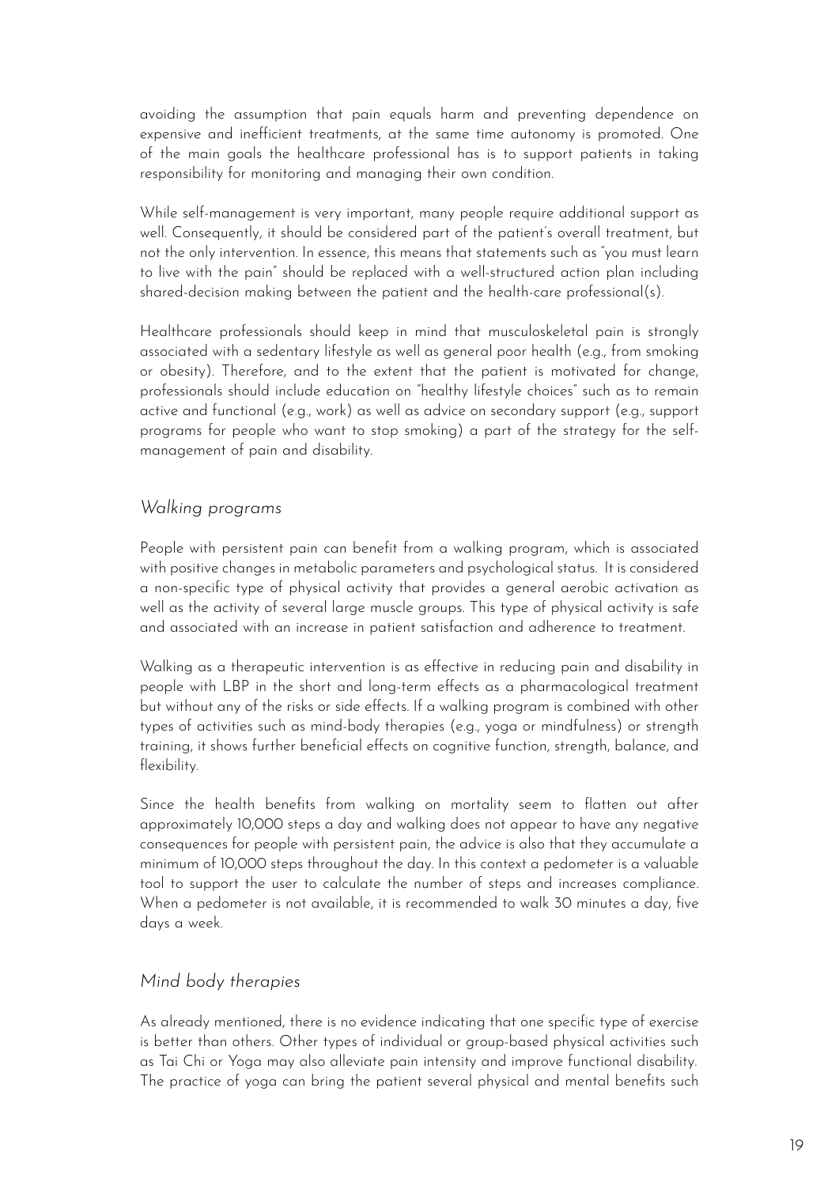avoiding the assumption that pain equals harm and preventing dependence on expensive and inefficient treatments, at the same time autonomy is promoted. One of the main goals the healthcare professional has is to support patients in taking responsibility for monitoring and managing their own condition.

While self-management is very important, many people require additional support as well. Consequently, it should be considered part of the patient's overall treatment, but not the only intervention. In essence, this means that statements such as "you must learn to live with the pain" should be replaced with a well-structured action plan including shared-decision making between the patient and the health-care professional(s).

Healthcare professionals should keep in mind that musculoskeletal pain is strongly associated with a sedentary lifestyle as well as general poor health (e.g., from smoking or obesity). Therefore, and to the extent that the patient is motivated for change, professionals should include education on "healthy lifestyle choices" such as to remain active and functional (e.g., work) as well as advice on secondary support (e.g., support programs for people who want to stop smoking) a part of the strategy for the self-management of pain and disability.

### *Walking programs*

People with persistent pain can benefit from a walking program, which is associated with positive changes in metabolic parameters and psychological status. It is considered a non-specific type of physical activity that provides a general aerobic activation as well as the activity of several large muscle groups. This type of physical activity is safe and associated with an increase in patient satisfaction and adherence to treatment.

Walking as a therapeutic intervention is as effective in reducing pain and disability in people with LBP in the short and long-term effects as a pharmacological treatment but without any of the risks or side effects. If a walking program is combined with other types of activities such as mind-body therapies (e.g., yoga or mindfulness) or strength training, it shows further beneficial effects on cognitive function, strength, balance, and flexibility.

Since the health benefits from walking on mortality seem to flatten out after approximately 10,000 steps a day and walking does not appear to have any negative consequences for people with persistent pain, the advice is also that they accumulate a minimum of 10,000 steps throughout the day. In this context a pedometer is a valuable tool to support the user to calculate the number of steps and increases compliance. When a pedometer is not available, it is recommended to walk 30 minutes a day, five days a week.

### *Mind body therapies*

As already mentioned, there is no evidence indicating that one specific type of exercise is better than others. Other types of individual or group-based physical activities such as Tai Chi or Yoga may also alleviate pain intensity and improve functional disability. The practice of yoga can bring the patient several physical and mental benefits such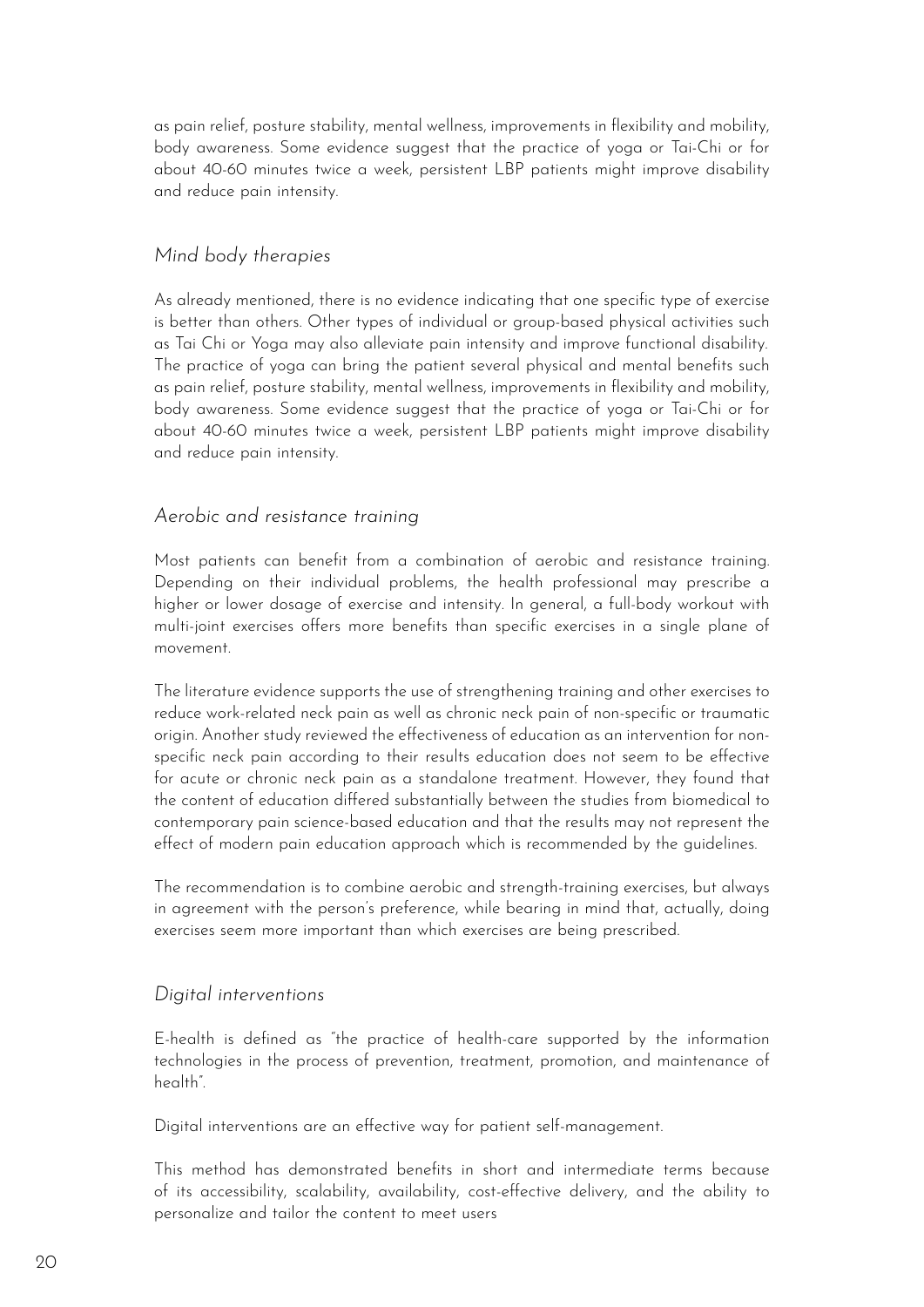as pain relief, posture stability, mental wellness, improvements in flexibility and mobility, body awareness. Some evidence suggest that the practice of yoga or Tai-Chi or for about 40-60 minutes twice a week, persistent LBP patients might improve disability and reduce pain intensity.

### *Mind body therapies*

As already mentioned, there is no evidence indicating that one specific type of exercise is better than others. Other types of individual or group-based physical activities such as Tai Chi or Yoga may also alleviate pain intensity and improve functional disability. The practice of yoga can bring the patient several physical and mental benefits such as pain relief, posture stability, mental wellness, improvements in flexibility and mobility, body awareness. Some evidence suggest that the practice of yoga or Tai-Chi or for about 40-60 minutes twice a week, persistent LBP patients might improve disability and reduce pain intensity.

### *Aerobic and resistance training*

Most patients can benefit from a combination of aerobic and resistance training. Depending on their individual problems, the health professional may prescribe a higher or lower dosage of exercise and intensity. In general, a full-body workout with multi-joint exercises offers more benefits than specific exercises in a single plane of movement.

The literature evidence supports the use of strengthening training and other exercises to reduce work-related neck pain as well as chronic neck pain of non-specific or traumatic origin. Another study reviewed the effectiveness of education as an intervention for non-specific neck pain according to their results education does not seem to be effective for acute or chronic neck pain as a standalone treatment. However, they found that the content of education differed substantially between the studies from biomedical to contemporary pain science-based education and that the results may not represent the effect of modern pain education approach which is recommended by the guidelines.

The recommendation is to combine aerobic and strength-training exercises, but always in agreement with the person's preference, while bearing in mind that, actually, doing exercises seem more important than which exercises are being prescribed.

### *Digital interventions*

E-health is defined as "the practice of health-care supported by the information technologies in the process of prevention, treatment, promotion, and maintenance of health".

Digital interventions are an effective way for patient self-management.

This method has demonstrated benefits in short and intermediate terms because of its accessibility, scalability, availability, cost-effective delivery, and the ability to personalize and tailor the content to meet users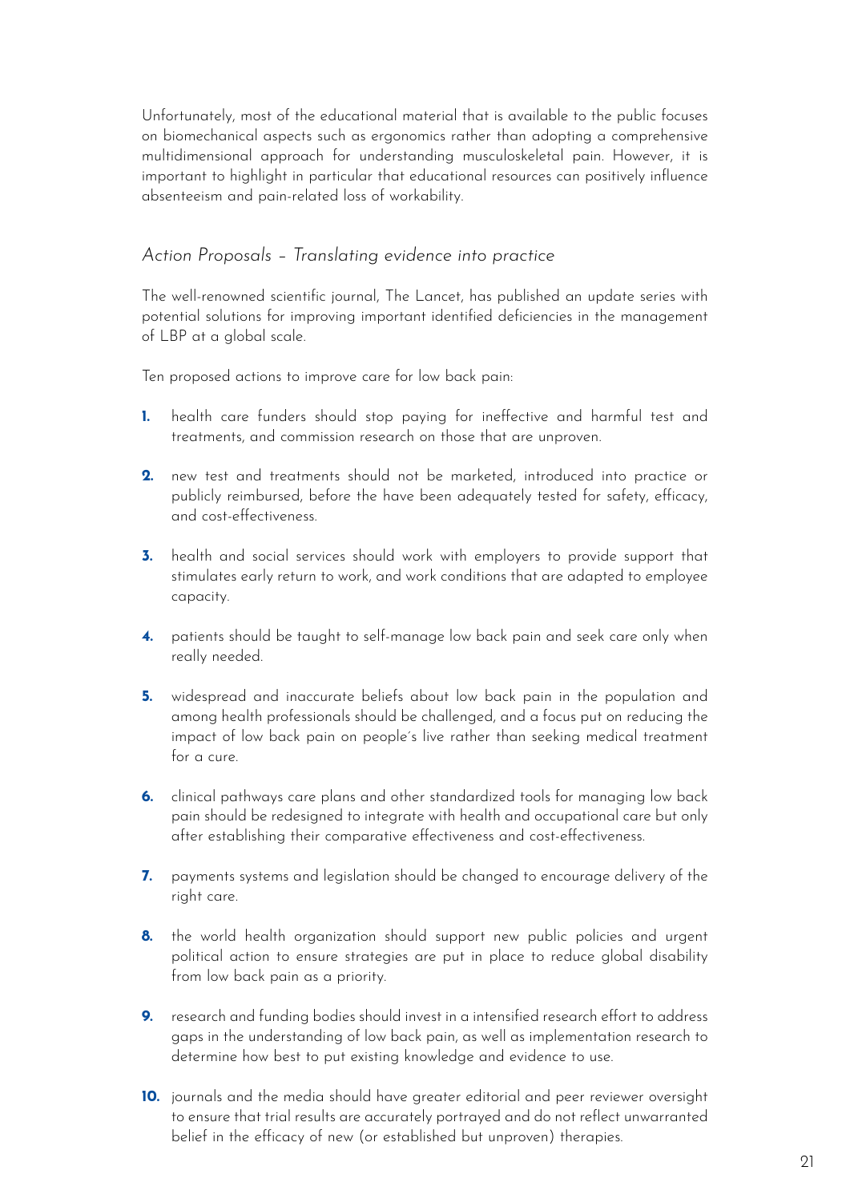Unfortunately, most of the educational material that is available to the public focuses on biomechanical aspects such as ergonomics rather than adopting a comprehensive multidimensional approach for understanding musculoskeletal pain. However, it is important to highlight in particular that educational resources can positively influence absenteeism and pain-related loss of workability.

### *Action Proposals – Translating evidence into practice*

The well-renowned scientific journal, The Lancet, has published an update series with potential solutions for improving important identified deficiencies in the management of LBP at a global scale.

Ten proposed actions to improve care for low back pain:

1. health care funders should stop paying for ineffective and harmful test and treatments, and commission research on those that are unproven.
2. new test and treatments should not be marketed, introduced into practice or publicly reimbursed, before the have been adequately tested for safety, efficacy, and cost-effectiveness.
3. health and social services should work with employers to provide support that stimulates early return to work, and work conditions that are adapted to employee capacity.
4. patients should be taught to self-manage low back pain and seek care only when really needed.
5. widespread and inaccurate beliefs about low back pain in the population and among health professionals should be challenged, and a focus put on reducing the impact of low back pain on people's live rather than seeking medical treatment for a cure.
6. clinical pathways care plans and other standardized tools for managing low back pain should be redesigned to integrate with health and occupational care but only after establishing their comparative effectiveness and cost-effectiveness.
7. payments systems and legislation should be changed to encourage delivery of the right care.
8. the world health organization should support new public policies and urgent political action to ensure strategies are put in place to reduce global disability from low back pain as a priority.
9. research and funding bodies should invest in a intensified research effort to address gaps in the understanding of low back pain, as well as implementation research to determine how best to put existing knowledge and evidence to use.
10. journals and the media should have greater editorial and peer reviewer oversight to ensure that trial results are accurately portrayed and do not reflect unwarranted belief in the efficacy of new (or established but unproven) therapies.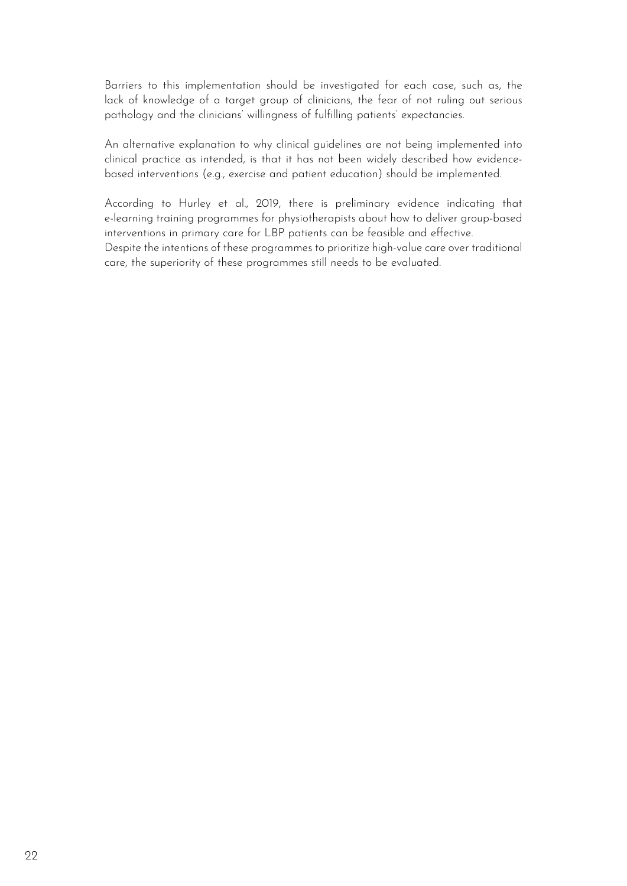Barriers to this implementation should be investigated for each case, such as, the lack of knowledge of a target group of clinicians, the fear of not ruling out serious pathology and the clinicians' willingness of fulfilling patients' expectancies.

An alternative explanation to why clinical guidelines are not being implemented into clinical practice as intended, is that it has not been widely described how evidence-based interventions (e.g., exercise and patient education) should be implemented.

According to Hurley et al., 2019, there is preliminary evidence indicating that e-learning training programmes for physiotherapists about how to deliver group-based interventions in primary care for LBP patients can be feasible and effective.
Despite the intentions of these programmes to prioritize high-value care over traditional care, the superiority of these programmes still needs to be evaluated.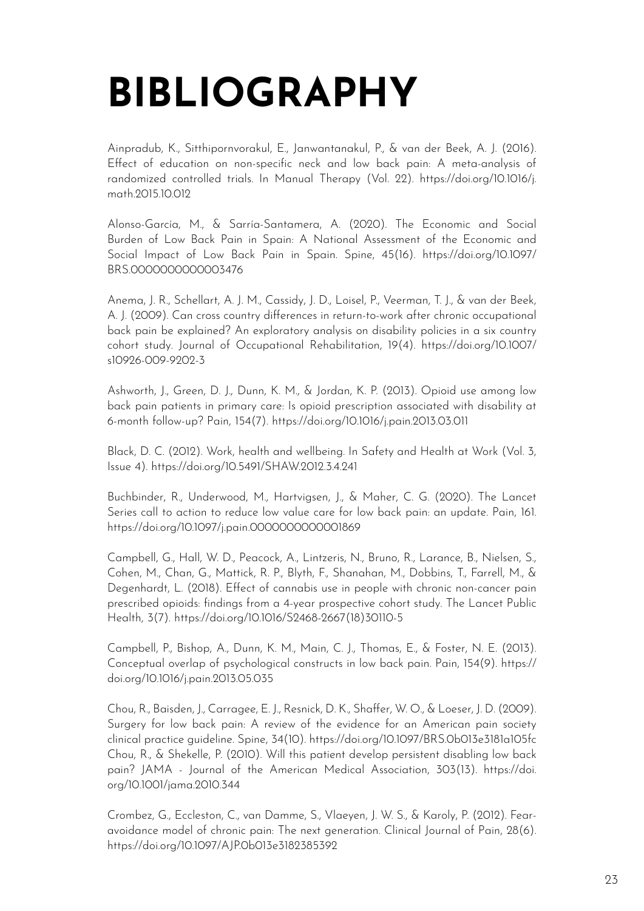# BIBLIOGRAPHY

Ainpradub, K., Sitthipornvorakul, E., Janwantanakul, P., & van der Beek, A. J. (2016). Effect of education on non-specific neck and low back pain: A meta-analysis of randomized controlled trials. In Manual Therapy (Vol. 22). https://doi.org/10.1016/j.math.2015.10.012

Alonso-García, M., & Sarría-Santamera, A. (2020). The Economic and Social Burden of Low Back Pain in Spain: A National Assessment of the Economic and Social Impact of Low Back Pain in Spain. Spine, 45(16). https://doi.org/10.1097/BRS.0000000000003476

Anema, J. R., Schellart, A. J. M., Cassidy, J. D., Loisel, P., Veerman, T. J., & van der Beek, A. J. (2009). Can cross country differences in return-to-work after chronic occupational back pain be explained? An exploratory analysis on disability policies in a six country cohort study. Journal of Occupational Rehabilitation, 19(4). https://doi.org/10.1007/s10926-009-9202-3

Ashworth, J., Green, D. J., Dunn, K. M., & Jordan, K. P. (2013). Opioid use among low back pain patients in primary care: Is opioid prescription associated with disability at 6-month follow-up? Pain, 154(7). https://doi.org/10.1016/j.pain.2013.03.011

Black, D. C. (2012). Work, health and wellbeing. In Safety and Health at Work (Vol. 3, Issue 4). https://doi.org/10.5491/SHAW.2012.3.4.241

Buchbinder, R., Underwood, M., Hartvigsen, J., & Maher, C. G. (2020). The Lancet Series call to action to reduce low value care for low back pain: an update. Pain, 161. https://doi.org/10.1097/j.pain.0000000000001869

Campbell, G., Hall, W. D., Peacock, A., Lintzeris, N., Bruno, R., Larance, B., Nielsen, S., Cohen, M., Chan, G., Mattick, R. P., Blyth, F., Shanahan, M., Dobbins, T., Farrell, M., & Degenhardt, L. (2018). Effect of cannabis use in people with chronic non-cancer pain prescribed opioids: findings from a 4-year prospective cohort study. The Lancet Public Health, 3(7). https://doi.org/10.1016/S2468-2667(18)30110-5

Campbell, P., Bishop, A., Dunn, K. M., Main, C. J., Thomas, E., & Foster, N. E. (2013). Conceptual overlap of psychological constructs in low back pain. Pain, 154(9). https://doi.org/10.1016/j.pain.2013.05.035

Chou, R., Baisden, J., Carragee, E. J., Resnick, D. K., Shaffer, W. O., & Loeser, J. D. (2009). Surgery for low back pain: A review of the evidence for an American pain society clinical practice guideline. Spine, 34(10). https://doi.org/10.1097/BRS.0b013e3181a105fc

Chou, R., & Shekelle, P. (2010). Will this patient develop persistent disabling low back pain? JAMA - Journal of the American Medical Association, 303(13). https://doi.org/10.1001/jama.2010.344

Crombez, G., Eccleston, C., van Damme, S., Vlaeyen, J. W. S., & Karoly, P. (2012). Fear-avoidance model of chronic pain: The next generation. Clinical Journal of Pain, 28(6). https://doi.org/10.1097/AJP.0b013e3182385392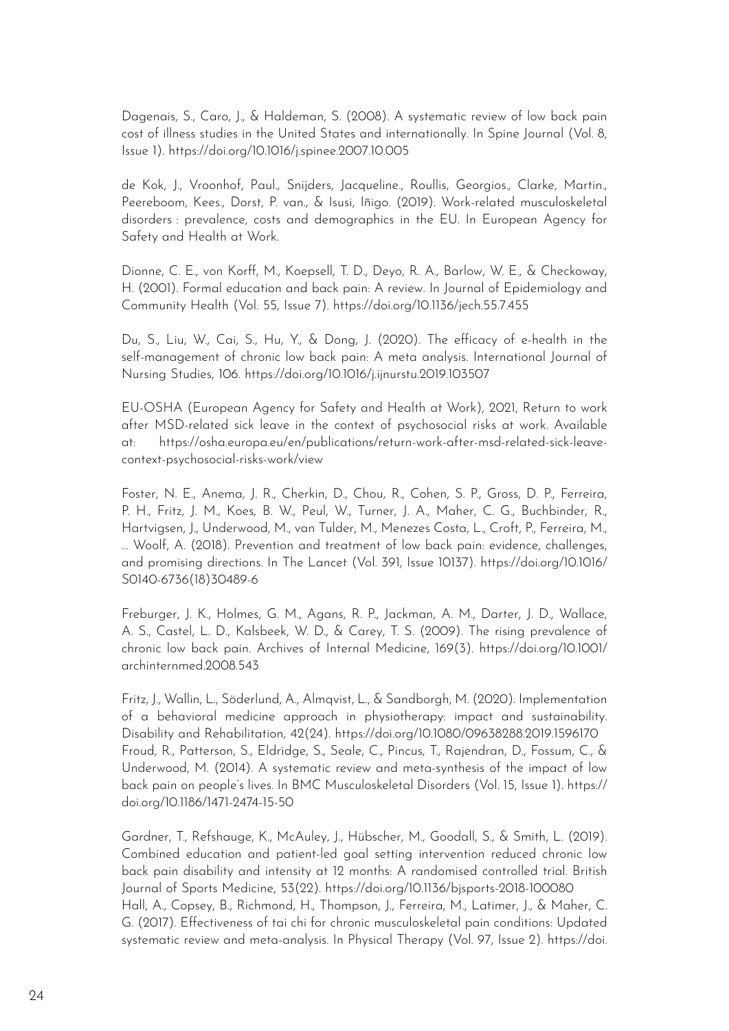Dagenais, S., Caro, J., & Haldeman, S. (2008). A systematic review of low back pain cost of illness studies in the United States and internationally. In Spine Journal (Vol. 8, Issue 1). https://doi.org/10.1016/j.spinee.2007.10.005

de Kok, J., Vroonhof, Paul., Snijders, Jacqueline., Roullis, Georgios., Clarke, Martin., Peereboom, Kees., Dorst, P. van., & Isusi, Iñigo. (2019). Work-related musculoskeletal disorders : prevalence, costs and demographics in the EU. In European Agency for Safety and Health at Work.

Dionne, C. E., von Korff, M., Koepsell, T. D., Deyo, R. A., Barlow, W. E., & Checkoway, H. (2001). Formal education and back pain: A review. In Journal of Epidemiology and Community Health (Vol. 55, Issue 7). https://doi.org/10.1136/jech.55.7.455

Du, S., Liu, W., Cai, S., Hu, Y., & Dong, J. (2020). The efficacy of e-health in the self-management of chronic low back pain: A meta analysis. International Journal of Nursing Studies, 106. https://doi.org/10.1016/j.ijnurstu.2019.103507

EU-OSHA (European Agency for Safety and Health at Work), 2021, Return to work after MSD-related sick leave in the context of psychosocial risks at work. Available at: https://osha.europa.eu/en/publications/return-work-after-msd-related-sick-leave-context-psychosocial-risks-work/view

Foster, N. E., Anema, J. R., Cherkin, D., Chou, R., Cohen, S. P., Gross, D. P., Ferreira, P. H., Fritz, J. M., Koes, B. W., Peul, W., Turner, J. A., Maher, C. G., Buchbinder, R., Hartvigsen, J., Underwood, M., van Tulder, M., Menezes Costa, L., Croft, P., Ferreira, M., … Woolf, A. (2018). Prevention and treatment of low back pain: evidence, challenges, and promising directions. In The Lancet (Vol. 391, Issue 10137). https://doi.org/10.1016/S0140-6736(18)30489-6

Freburger, J. K., Holmes, G. M., Agans, R. P., Jackman, A. M., Darter, J. D., Wallace, A. S., Castel, L. D., Kalsbeek, W. D., & Carey, T. S. (2009). The rising prevalence of chronic low back pain. Archives of Internal Medicine, 169(3). https://doi.org/10.1001/archinternmed.2008.543

Fritz, J., Wallin, L., Söderlund, A., Almqvist, L., & Sandborgh, M. (2020). Implementation of a behavioral medicine approach in physiotherapy: impact and sustainability. Disability and Rehabilitation, 42(24). https://doi.org/10.1080/09638288.2019.1596170

Froud, R., Patterson, S., Eldridge, S., Seale, C., Pincus, T., Rajendran, D., Fossum, C., & Underwood, M. (2014). A systematic review and meta-synthesis of the impact of low back pain on people's lives. In BMC Musculoskeletal Disorders (Vol. 15, Issue 1). https://doi.org/10.1186/1471-2474-15-50

Gardner, T., Refshauge, K., McAuley, J., Hübscher, M., Goodall, S., & Smith, L. (2019). Combined education and patient-led goal setting intervention reduced chronic low back pain disability and intensity at 12 months: A randomised controlled trial. British Journal of Sports Medicine, 53(22). https://doi.org/10.1136/bjsports-2018-100080

Hall, A., Copsey, B., Richmond, H., Thompson, J., Ferreira, M., Latimer, J., & Maher, C. G. (2017). Effectiveness of tai chi for chronic musculoskeletal pain conditions: Updated systematic review and meta-analysis. In Physical Therapy (Vol. 97, Issue 2). https://doi.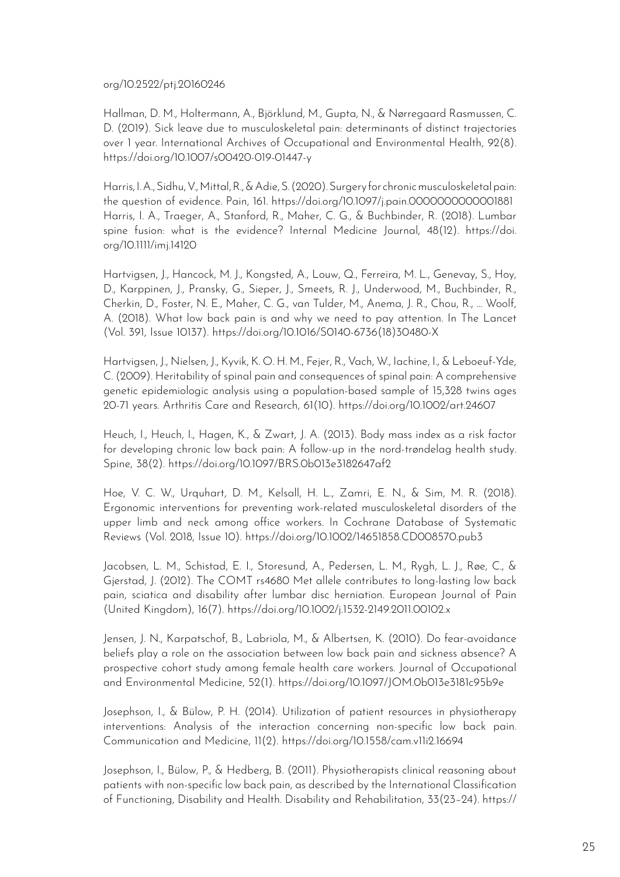org/10.2522/ptj.20160246

Hallman, D. M., Holtermann, A., Björklund, M., Gupta, N., & Nørregaard Rasmussen, C. D. (2019). Sick leave due to musculoskeletal pain: determinants of distinct trajectories over 1 year. International Archives of Occupational and Environmental Health, 92(8). https://doi.org/10.1007/s00420-019-01447-y

Harris, I. A., Sidhu, V., Mittal, R., & Adie, S. (2020). Surgery for chronic musculoskeletal pain: the question of evidence. Pain, 161. https://doi.org/10.1097/j.pain.0000000000001881
Harris, I. A., Traeger, A., Stanford, R., Maher, C. G., & Buchbinder, R. (2018). Lumbar spine fusion: what is the evidence? Internal Medicine Journal, 48(12). https://doi.org/10.1111/imj.14120

Hartvigsen, J., Hancock, M. J., Kongsted, A., Louw, Q., Ferreira, M. L., Genevay, S., Hoy, D., Karppinen, J., Pransky, G., Sieper, J., Smeets, R. J., Underwood, M., Buchbinder, R., Cherkin, D., Foster, N. E., Maher, C. G., van Tulder, M., Anema, J. R., Chou, R., … Woolf, A. (2018). What low back pain is and why we need to pay attention. In The Lancet (Vol. 391, Issue 10137). https://doi.org/10.1016/S0140-6736(18)30480-X

Hartvigsen, J., Nielsen, J., Kyvik, K. O. H. M., Fejer, R., Vach, W., Iachine, I., & Leboeuf-Yde, C. (2009). Heritability of spinal pain and consequences of spinal pain: A comprehensive genetic epidemiologic analysis using a population-based sample of 15,328 twins ages 20-71 years. Arthritis Care and Research, 61(10). https://doi.org/10.1002/art.24607

Heuch, I., Heuch, I., Hagen, K., & Zwart, J. A. (2013). Body mass index as a risk factor for developing chronic low back pain: A follow-up in the nord-trøndelag health study. Spine, 38(2). https://doi.org/10.1097/BRS.0b013e3182647af2

Hoe, V. C. W., Urquhart, D. M., Kelsall, H. L., Zamri, E. N., & Sim, M. R. (2018). Ergonomic interventions for preventing work-related musculoskeletal disorders of the upper limb and neck among office workers. In Cochrane Database of Systematic Reviews (Vol. 2018, Issue 10). https://doi.org/10.1002/14651858.CD008570.pub3

Jacobsen, L. M., Schistad, E. I., Storesund, A., Pedersen, L. M., Rygh, L. J., Røe, C., & Gjerstad, J. (2012). The COMT rs4680 Met allele contributes to long-lasting low back pain, sciatica and disability after lumbar disc herniation. European Journal of Pain (United Kingdom), 16(7). https://doi.org/10.1002/j.1532-2149.2011.00102.x

Jensen, J. N., Karpatschof, B., Labriola, M., & Albertsen, K. (2010). Do fear-avoidance beliefs play a role on the association between low back pain and sickness absence? A prospective cohort study among female health care workers. Journal of Occupational and Environmental Medicine, 52(1). https://doi.org/10.1097/JOM.0b013e3181c95b9e

Josephson, I., & Bülow, P. H. (2014). Utilization of patient resources in physiotherapy interventions: Analysis of the interaction concerning non-specific low back pain. Communication and Medicine, 11(2). https://doi.org/10.1558/cam.v11i2.16694

Josephson, I., Bülow, P., & Hedberg, B. (2011). Physiotherapists clinical reasoning about patients with non-specific low back pain, as described by the International Classification of Functioning, Disability and Health. Disability and Rehabilitation, 33(23–24). https://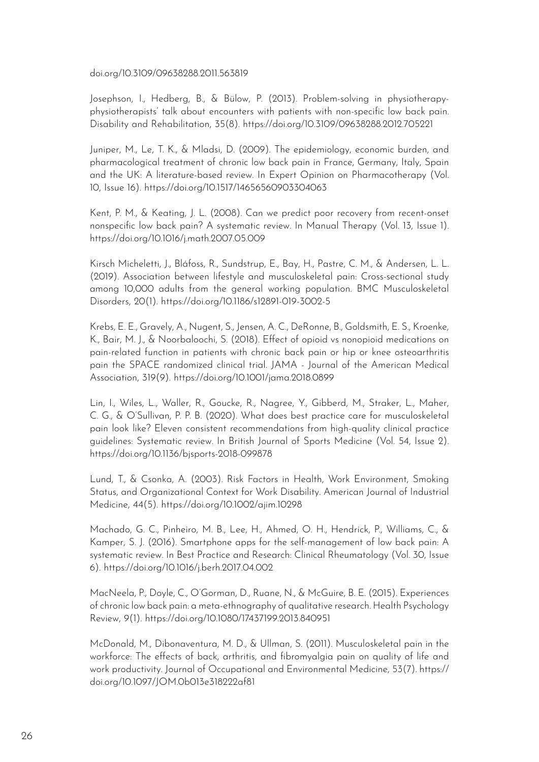doi.org/10.3109/09638288.2011.563819

Josephson, I., Hedberg, B., & Bülow, P. (2013). Problem-solving in physiotherapy-physiotherapists' talk about encounters with patients with non-specific low back pain. Disability and Rehabilitation, 35(8). https://doi.org/10.3109/09638288.2012.705221

Juniper, M., Le, T. K., & Mladsi, D. (2009). The epidemiology, economic burden, and pharmacological treatment of chronic low back pain in France, Germany, Italy, Spain and the UK: A literature-based review. In Expert Opinion on Pharmacotherapy (Vol. 10, Issue 16). https://doi.org/10.1517/14656560903304063

Kent, P. M., & Keating, J. L. (2008). Can we predict poor recovery from recent-onset nonspecific low back pain? A systematic review. In Manual Therapy (Vol. 13, Issue 1). https://doi.org/10.1016/j.math.2007.05.009

Kirsch Micheletti, J., Bláfoss, R., Sundstrup, E., Bay, H., Pastre, C. M., & Andersen, L. L. (2019). Association between lifestyle and musculoskeletal pain: Cross-sectional study among 10,000 adults from the general working population. BMC Musculoskeletal Disorders, 20(1). https://doi.org/10.1186/s12891-019-3002-5

Krebs, E. E., Gravely, A., Nugent, S., Jensen, A. C., DeRonne, B., Goldsmith, E. S., Kroenke, K., Bair, M. J., & Noorbaloochi, S. (2018). Effect of opioid vs nonopioid medications on pain-related function in patients with chronic back pain or hip or knee osteoarthritis pain the SPACE randomized clinical trial. JAMA - Journal of the American Medical Association, 319(9). https://doi.org/10.1001/jama.2018.0899

Lin, I., Wiles, L., Waller, R., Goucke, R., Nagree, Y., Gibberd, M., Straker, L., Maher, C. G., & O'Sullivan, P. P. B. (2020). What does best practice care for musculoskeletal pain look like? Eleven consistent recommendations from high-quality clinical practice guidelines: Systematic review. In British Journal of Sports Medicine (Vol. 54, Issue 2). https://doi.org/10.1136/bjsports-2018-099878

Lund, T., & Csonka, A. (2003). Risk Factors in Health, Work Environment, Smoking Status, and Organizational Context for Work Disability. American Journal of Industrial Medicine, 44(5). https://doi.org/10.1002/ajim.10298

Machado, G. C., Pinheiro, M. B., Lee, H., Ahmed, O. H., Hendrick, P., Williams, C., & Kamper, S. J. (2016). Smartphone apps for the self-management of low back pain: A systematic review. In Best Practice and Research: Clinical Rheumatology (Vol. 30, Issue 6). https://doi.org/10.1016/j.berh.2017.04.002

MacNeela, P., Doyle, C., O'Gorman, D., Ruane, N., & McGuire, B. E. (2015). Experiences of chronic low back pain: a meta-ethnography of qualitative research. Health Psychology Review, 9(1). https://doi.org/10.1080/17437199.2013.840951

McDonald, M., Dibonaventura, M. D., & Ullman, S. (2011). Musculoskeletal pain in the workforce: The effects of back, arthritis, and fibromyalgia pain on quality of life and work productivity. Journal of Occupational and Environmental Medicine, 53(7). https://doi.org/10.1097/JOM.0b013e318222af81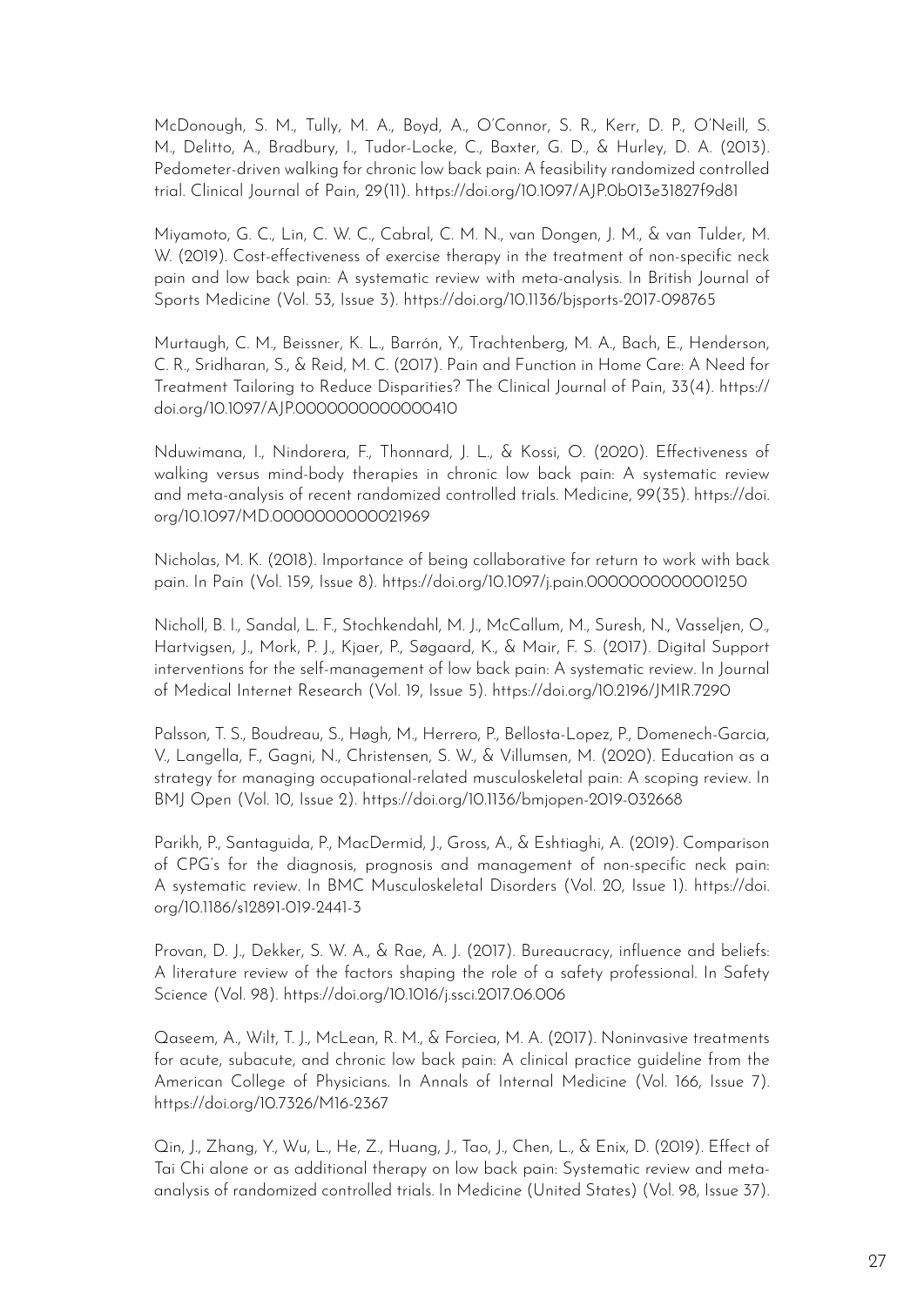McDonough, S. M., Tully, M. A., Boyd, A., O'Connor, S. R., Kerr, D. P., O'Neill, S. M., Delitto, A., Bradbury, I., Tudor-Locke, C., Baxter, G. D., & Hurley, D. A. (2013). Pedometer-driven walking for chronic low back pain: A feasibility randomized controlled trial. Clinical Journal of Pain, 29(11). https://doi.org/10.1097/AJP.0b013e31827f9d81

Miyamoto, G. C., Lin, C. W. C., Cabral, C. M. N., van Dongen, J. M., & van Tulder, M. W. (2019). Cost-effectiveness of exercise therapy in the treatment of non-specific neck pain and low back pain: A systematic review with meta-analysis. In British Journal of Sports Medicine (Vol. 53, Issue 3). https://doi.org/10.1136/bjsports-2017-098765

Murtaugh, C. M., Beissner, K. L., Barrón, Y., Trachtenberg, M. A., Bach, E., Henderson, C. R., Sridharan, S., & Reid, M. C. (2017). Pain and Function in Home Care: A Need for Treatment Tailoring to Reduce Disparities? The Clinical Journal of Pain, 33(4). https://doi.org/10.1097/AJP.0000000000000410

Nduwimana, I., Nindorera, F., Thonnard, J. L., & Kossi, O. (2020). Effectiveness of walking versus mind-body therapies in chronic low back pain: A systematic review and meta-analysis of recent randomized controlled trials. Medicine, 99(35). https://doi.org/10.1097/MD.0000000000021969

Nicholas, M. K. (2018). Importance of being collaborative for return to work with back pain. In Pain (Vol. 159, Issue 8). https://doi.org/10.1097/j.pain.0000000000001250

Nicholl, B. I., Sandal, L. F., Stochkendahl, M. J., McCallum, M., Suresh, N., Vasseljen, O., Hartvigsen, J., Mork, P. J., Kjaer, P., Søgaard, K., & Mair, F. S. (2017). Digital Support interventions for the self-management of low back pain: A systematic review. In Journal of Medical Internet Research (Vol. 19, Issue 5). https://doi.org/10.2196/JMIR.7290

Palsson, T. S., Boudreau, S., Høgh, M., Herrero, P., Bellosta-Lopez, P., Domenech-Garcia, V., Langella, F., Gagni, N., Christensen, S. W., & Villumsen, M. (2020). Education as a strategy for managing occupational-related musculoskeletal pain: A scoping review. In BMJ Open (Vol. 10, Issue 2). https://doi.org/10.1136/bmjopen-2019-032668

Parikh, P., Santaguida, P., MacDermid, J., Gross, A., & Eshtiaghi, A. (2019). Comparison of CPG's for the diagnosis, prognosis and management of non-specific neck pain: A systematic review. In BMC Musculoskeletal Disorders (Vol. 20, Issue 1). https://doi.org/10.1186/s12891-019-2441-3

Provan, D. J., Dekker, S. W. A., & Rae, A. J. (2017). Bureaucracy, influence and beliefs: A literature review of the factors shaping the role of a safety professional. In Safety Science (Vol. 98). https://doi.org/10.1016/j.ssci.2017.06.006

Qaseem, A., Wilt, T. J., McLean, R. M., & Forciea, M. A. (2017). Noninvasive treatments for acute, subacute, and chronic low back pain: A clinical practice guideline from the American College of Physicians. In Annals of Internal Medicine (Vol. 166, Issue 7). https://doi.org/10.7326/M16-2367

Qin, J., Zhang, Y., Wu, L., He, Z., Huang, J., Tao, J., Chen, L., & Enix, D. (2019). Effect of Tai Chi alone or as additional therapy on low back pain: Systematic review and meta-analysis of randomized controlled trials. In Medicine (United States) (Vol. 98, Issue 37).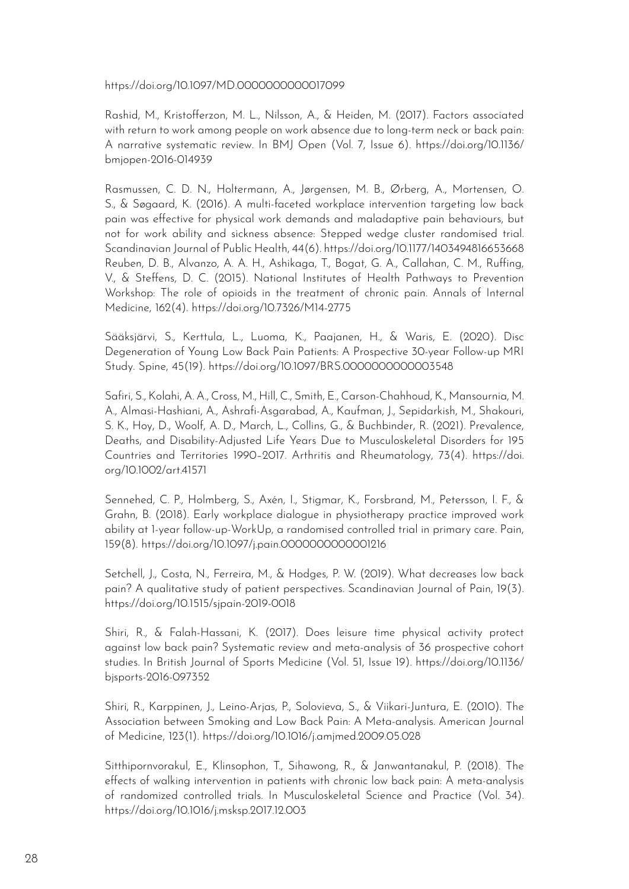https://doi.org/10.1097/MD.0000000000017099

Rashid, M., Kristofferzon, M. L., Nilsson, A., & Heiden, M. (2017). Factors associated with return to work among people on work absence due to long-term neck or back pain: A narrative systematic review. In BMJ Open (Vol. 7, Issue 6). https://doi.org/10.1136/bmjopen-2016-014939

Rasmussen, C. D. N., Holtermann, A., Jørgensen, M. B., Ørberg, A., Mortensen, O. S., & Søgaard, K. (2016). A multi-faceted workplace intervention targeting low back pain was effective for physical work demands and maladaptive pain behaviours, but not for work ability and sickness absence: Stepped wedge cluster randomised trial. Scandinavian Journal of Public Health, 44(6). https://doi.org/10.1177/1403494816653668

Reuben, D. B., Alvanzo, A. A. H., Ashikaga, T., Bogat, G. A., Callahan, C. M., Ruffing, V., & Steffens, D. C. (2015). National Institutes of Health Pathways to Prevention Workshop: The role of opioids in the treatment of chronic pain. Annals of Internal Medicine, 162(4). https://doi.org/10.7326/M14-2775

Sääksjärvi, S., Kerttula, L., Luoma, K., Paajanen, H., & Waris, E. (2020). Disc Degeneration of Young Low Back Pain Patients: A Prospective 30-year Follow-up MRI Study. Spine, 45(19). https://doi.org/10.1097/BRS.0000000000003548

Safiri, S., Kolahi, A. A., Cross, M., Hill, C., Smith, E., Carson-Chahhoud, K., Mansournia, M. A., Almasi-Hashiani, A., Ashrafi-Asgarabad, A., Kaufman, J., Sepidarkish, M., Shakouri, S. K., Hoy, D., Woolf, A. D., March, L., Collins, G., & Buchbinder, R. (2021). Prevalence, Deaths, and Disability-Adjusted Life Years Due to Musculoskeletal Disorders for 195 Countries and Territories 1990–2017. Arthritis and Rheumatology, 73(4). https://doi.org/10.1002/art.41571

Sennehed, C. P., Holmberg, S., Axén, I., Stigmar, K., Forsbrand, M., Petersson, I. F., & Grahn, B. (2018). Early workplace dialogue in physiotherapy practice improved work ability at 1-year follow-up-WorkUp, a randomised controlled trial in primary care. Pain, 159(8). https://doi.org/10.1097/j.pain.0000000000001216

Setchell, J., Costa, N., Ferreira, M., & Hodges, P. W. (2019). What decreases low back pain? A qualitative study of patient perspectives. Scandinavian Journal of Pain, 19(3). https://doi.org/10.1515/sjpain-2019-0018

Shiri, R., & Falah-Hassani, K. (2017). Does leisure time physical activity protect against low back pain? Systematic review and meta-analysis of 36 prospective cohort studies. In British Journal of Sports Medicine (Vol. 51, Issue 19). https://doi.org/10.1136/bjsports-2016-097352

Shiri, R., Karppinen, J., Leino-Arjas, P., Solovieva, S., & Viikari-Juntura, E. (2010). The Association between Smoking and Low Back Pain: A Meta-analysis. American Journal of Medicine, 123(1). https://doi.org/10.1016/j.amjmed.2009.05.028

Sitthipornvorakul, E., Klinsophon, T., Sihawong, R., & Janwantanakul, P. (2018). The effects of walking intervention in patients with chronic low back pain: A meta-analysis of randomized controlled trials. In Musculoskeletal Science and Practice (Vol. 34). https://doi.org/10.1016/j.msksp.2017.12.003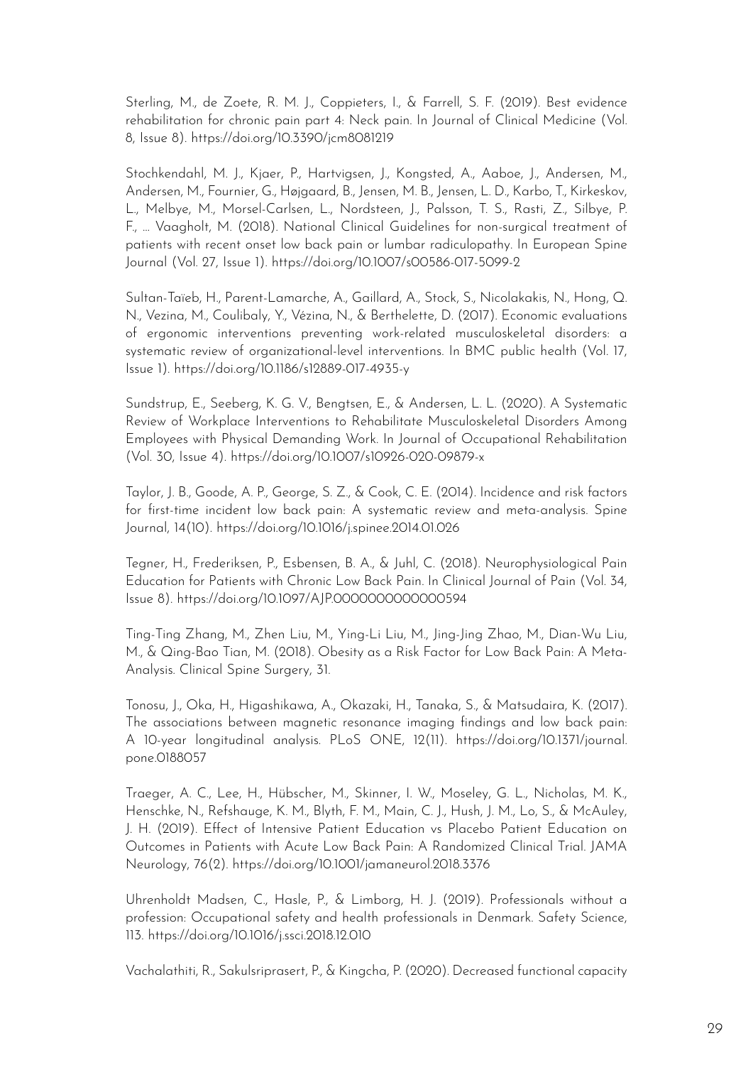Sterling, M., de Zoete, R. M. J., Coppieters, I., & Farrell, S. F. (2019). Best evidence rehabilitation for chronic pain part 4: Neck pain. In Journal of Clinical Medicine (Vol. 8, Issue 8). https://doi.org/10.3390/jcm8081219

Stochkendahl, M. J., Kjaer, P., Hartvigsen, J., Kongsted, A., Aaboe, J., Andersen, M., Andersen, M., Fournier, G., Højgaard, B., Jensen, M. B., Jensen, L. D., Karbo, T., Kirkeskov, L., Melbye, M., Morsel-Carlsen, L., Nordsteen, J., Palsson, T. S., Rasti, Z., Silbye, P. F., … Vaagholt, M. (2018). National Clinical Guidelines for non-surgical treatment of patients with recent onset low back pain or lumbar radiculopathy. In European Spine Journal (Vol. 27, Issue 1). https://doi.org/10.1007/s00586-017-5099-2

Sultan-Taïeb, H., Parent-Lamarche, A., Gaillard, A., Stock, S., Nicolakakis, N., Hong, Q. N., Vezina, M., Coulibaly, Y., Vézina, N., & Berthelette, D. (2017). Economic evaluations of ergonomic interventions preventing work-related musculoskeletal disorders: a systematic review of organizational-level interventions. In BMC public health (Vol. 17, Issue 1). https://doi.org/10.1186/s12889-017-4935-y

Sundstrup, E., Seeberg, K. G. V., Bengtsen, E., & Andersen, L. L. (2020). A Systematic Review of Workplace Interventions to Rehabilitate Musculoskeletal Disorders Among Employees with Physical Demanding Work. In Journal of Occupational Rehabilitation (Vol. 30, Issue 4). https://doi.org/10.1007/s10926-020-09879-x

Taylor, J. B., Goode, A. P., George, S. Z., & Cook, C. E. (2014). Incidence and risk factors for first-time incident low back pain: A systematic review and meta-analysis. Spine Journal, 14(10). https://doi.org/10.1016/j.spinee.2014.01.026

Tegner, H., Frederiksen, P., Esbensen, B. A., & Juhl, C. (2018). Neurophysiological Pain Education for Patients with Chronic Low Back Pain. In Clinical Journal of Pain (Vol. 34, Issue 8). https://doi.org/10.1097/AJP.0000000000000594

Ting-Ting Zhang, M., Zhen Liu, M., Ying-Li Liu, M., Jing-Jing Zhao, M., Dian-Wu Liu, M., & Qing-Bao Tian, M. (2018). Obesity as a Risk Factor for Low Back Pain: A Meta-Analysis. Clinical Spine Surgery, 31.

Tonosu, J., Oka, H., Higashikawa, A., Okazaki, H., Tanaka, S., & Matsudaira, K. (2017). The associations between magnetic resonance imaging findings and low back pain: A 10-year longitudinal analysis. PLoS ONE, 12(11). https://doi.org/10.1371/journal.pone.0188057

Traeger, A. C., Lee, H., Hübscher, M., Skinner, I. W., Moseley, G. L., Nicholas, M. K., Henschke, N., Refshauge, K. M., Blyth, F. M., Main, C. J., Hush, J. M., Lo, S., & McAuley, J. H. (2019). Effect of Intensive Patient Education vs Placebo Patient Education on Outcomes in Patients with Acute Low Back Pain: A Randomized Clinical Trial. JAMA Neurology, 76(2). https://doi.org/10.1001/jamaneurol.2018.3376

Uhrenholdt Madsen, C., Hasle, P., & Limborg, H. J. (2019). Professionals without a profession: Occupational safety and health professionals in Denmark. Safety Science, 113. https://doi.org/10.1016/j.ssci.2018.12.010

Vachalathiti, R., Sakulsriprasert, P., & Kingcha, P. (2020). Decreased functional capacity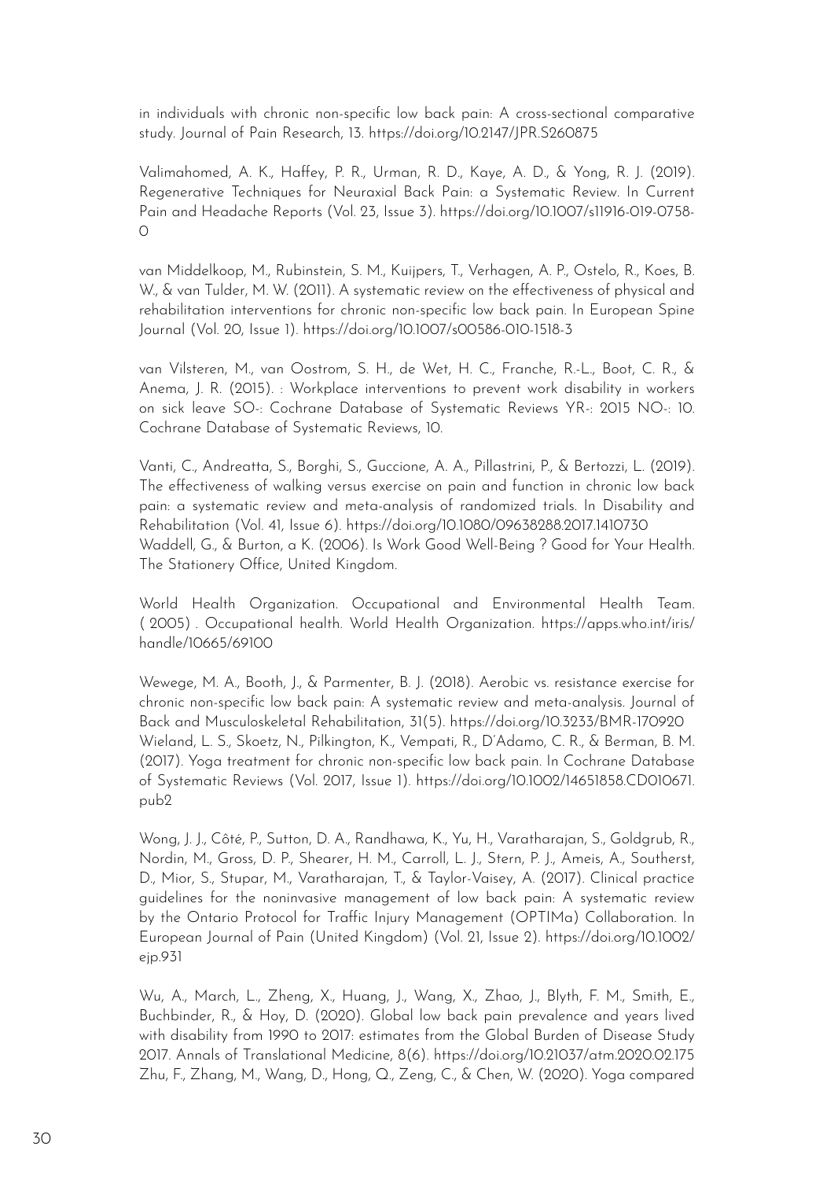in individuals with chronic non-specific low back pain: A cross-sectional comparative study. Journal of Pain Research, 13. https://doi.org/10.2147/JPR.S260875

Valimahomed, A. K., Haffey, P. R., Urman, R. D., Kaye, A. D., & Yong, R. J. (2019). Regenerative Techniques for Neuraxial Back Pain: a Systematic Review. In Current Pain and Headache Reports (Vol. 23, Issue 3). https://doi.org/10.1007/s11916-019-0758-0

van Middelkoop, M., Rubinstein, S. M., Kuijpers, T., Verhagen, A. P., Ostelo, R., Koes, B. W., & van Tulder, M. W. (2011). A systematic review on the effectiveness of physical and rehabilitation interventions for chronic non-specific low back pain. In European Spine Journal (Vol. 20, Issue 1). https://doi.org/10.1007/s00586-010-1518-3

van Vilsteren, M., van Oostrom, S. H., de Wet, H. C., Franche, R.-L., Boot, C. R., & Anema, J. R. (2015). : Workplace interventions to prevent work disability in workers on sick leave SO-: Cochrane Database of Systematic Reviews YR-: 2015 NO-: 10. Cochrane Database of Systematic Reviews, 10.

Vanti, C., Andreatta, S., Borghi, S., Guccione, A. A., Pillastrini, P., & Bertozzi, L. (2019). The effectiveness of walking versus exercise on pain and function in chronic low back pain: a systematic review and meta-analysis of randomized trials. In Disability and Rehabilitation (Vol. 41, Issue 6). https://doi.org/10.1080/09638288.2017.1410730

Waddell, G., & Burton, a K. (2006). Is Work Good Well-Being ? Good for Your Health. The Stationery Office, United Kingdom.

World Health Organization. Occupational and Environmental Health Team. ( 2005) . Occupational health. World Health Organization. https://apps.who.int/iris/handle/10665/69100

Wewege, M. A., Booth, J., & Parmenter, B. J. (2018). Aerobic vs. resistance exercise for chronic non-specific low back pain: A systematic review and meta-analysis. Journal of Back and Musculoskeletal Rehabilitation, 31(5). https://doi.org/10.3233/BMR-170920

Wieland, L. S., Skoetz, N., Pilkington, K., Vempati, R., D'Adamo, C. R., & Berman, B. M. (2017). Yoga treatment for chronic non-specific low back pain. In Cochrane Database of Systematic Reviews (Vol. 2017, Issue 1). https://doi.org/10.1002/14651858.CD010671.pub2

Wong, J. J., Côté, P., Sutton, D. A., Randhawa, K., Yu, H., Varatharajan, S., Goldgrub, R., Nordin, M., Gross, D. P., Shearer, H. M., Carroll, L. J., Stern, P. J., Ameis, A., Southerst, D., Mior, S., Stupar, M., Varatharajan, T., & Taylor-Vaisey, A. (2017). Clinical practice guidelines for the noninvasive management of low back pain: A systematic review by the Ontario Protocol for Traffic Injury Management (OPTIMa) Collaboration. In European Journal of Pain (United Kingdom) (Vol. 21, Issue 2). https://doi.org/10.1002/ejp.931

Wu, A., March, L., Zheng, X., Huang, J., Wang, X., Zhao, J., Blyth, F. M., Smith, E., Buchbinder, R., & Hoy, D. (2020). Global low back pain prevalence and years lived with disability from 1990 to 2017: estimates from the Global Burden of Disease Study 2017. Annals of Translational Medicine, 8(6). https://doi.org/10.21037/atm.2020.02.175

Zhu, F., Zhang, M., Wang, D., Hong, Q., Zeng, C., & Chen, W. (2020). Yoga compared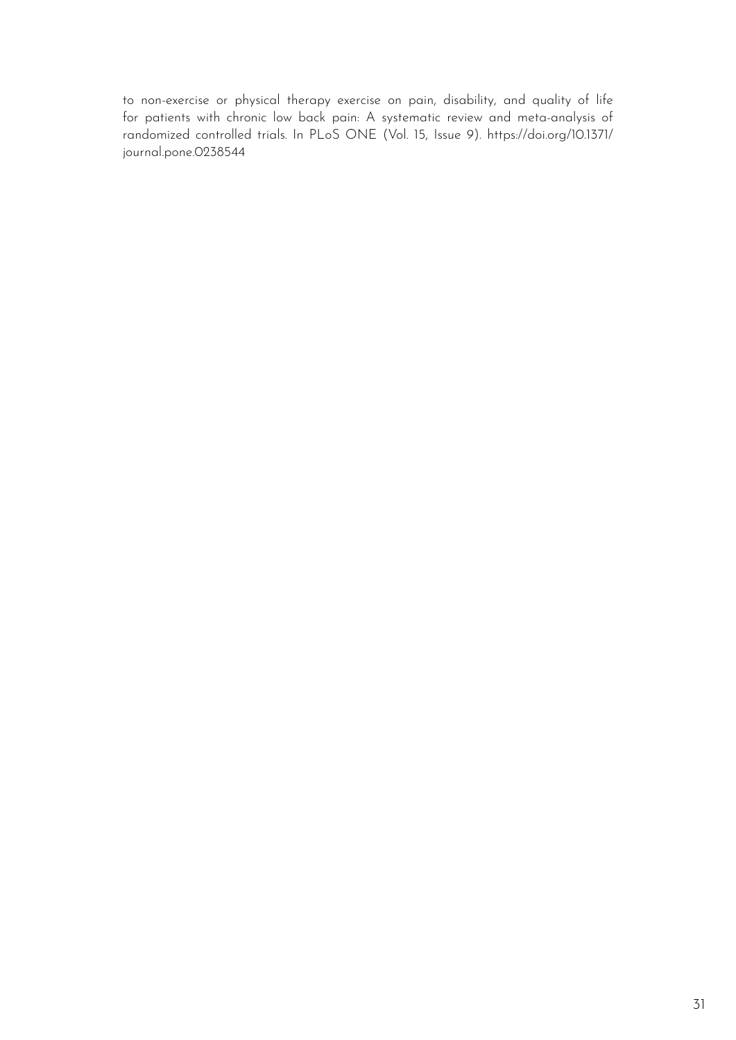to non-exercise or physical therapy exercise on pain, disability, and quality of life for patients with chronic low back pain: A systematic review and meta-analysis of randomized controlled trials. In PLoS ONE (Vol. 15, Issue 9). https://doi.org/10.1371/journal.pone.0238544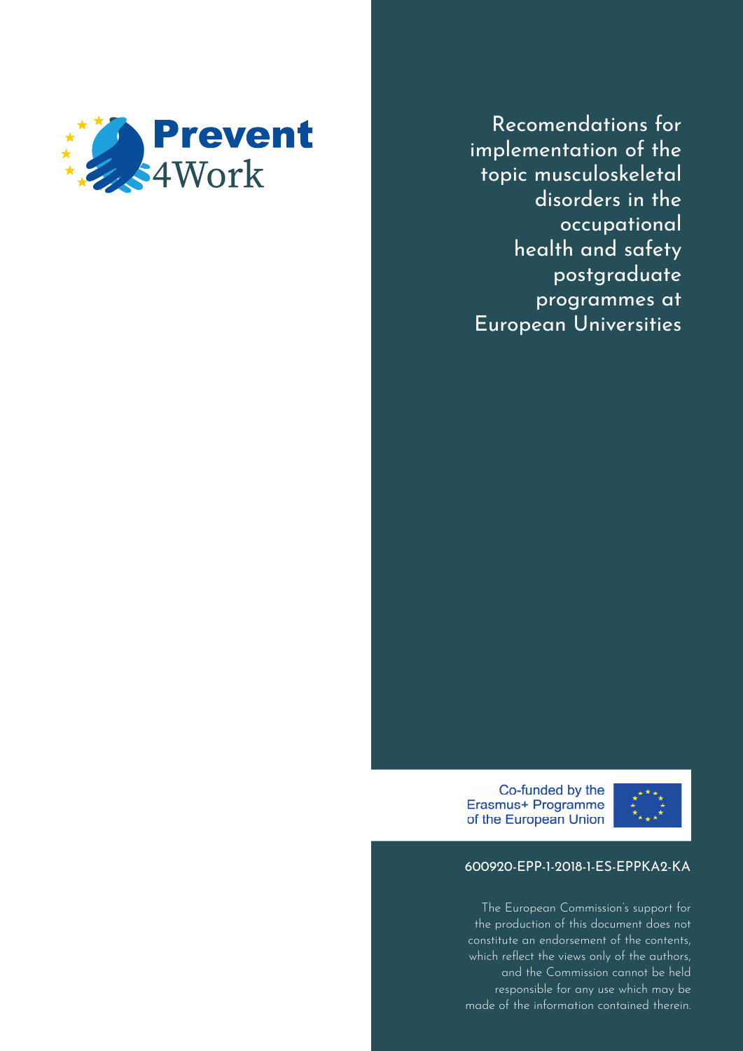Prevent 4Work

Recomendations for implementation of the topic musculoskeletal disorders in the occupational health and safety postgraduate programmes at European Universities

Co-funded by the Erasmus+ Programme of the European Union

600920-EPP-1-2018-1-ES-EPPKA2-KA

The European Commission's support for the production of this document does not constitute an endorsement of the contents, which reflect the views only of the authors, and the Commission cannot be held responsible for any use which may be made of the information contained therein.